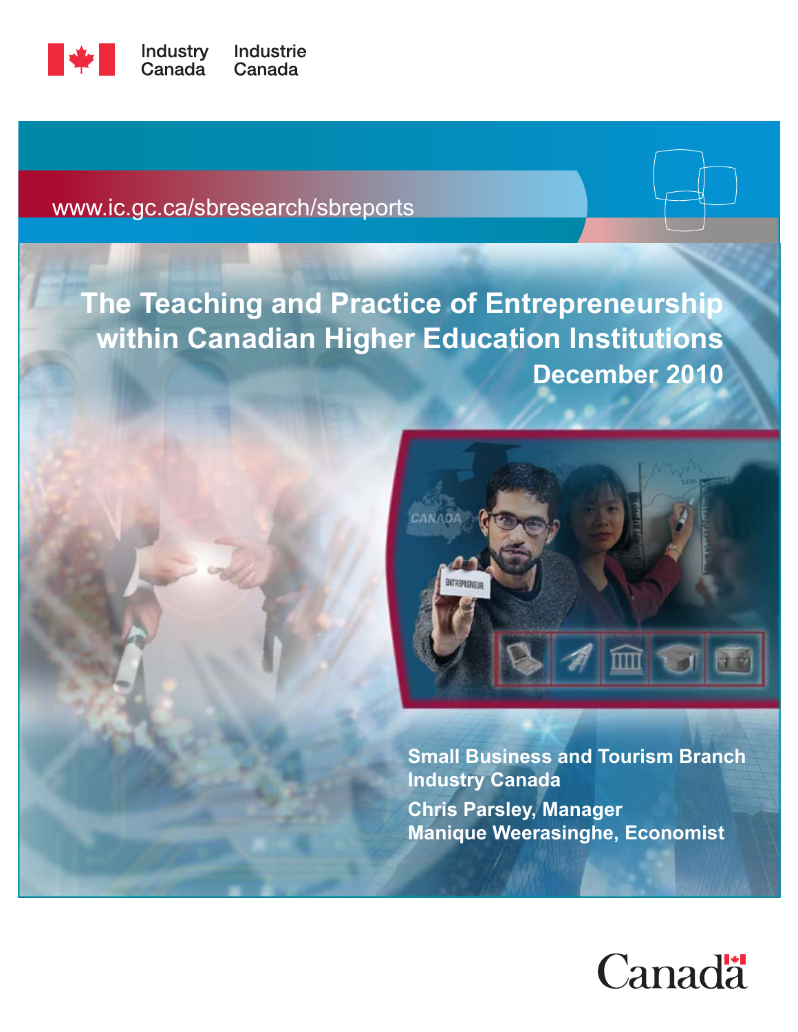Industry Canada Industrie Canada

www.ic.gc.ca/sbresearch/sbreports

# The Teaching and Practice of Entrepreneurship within Canadian Higher Education Institutions

**December 2010**

**Small Business and Tourism Branch**
**Industry Canada**

**Chris Parsley, Manager**
**Manique Weerasinghe, Economist**

Canada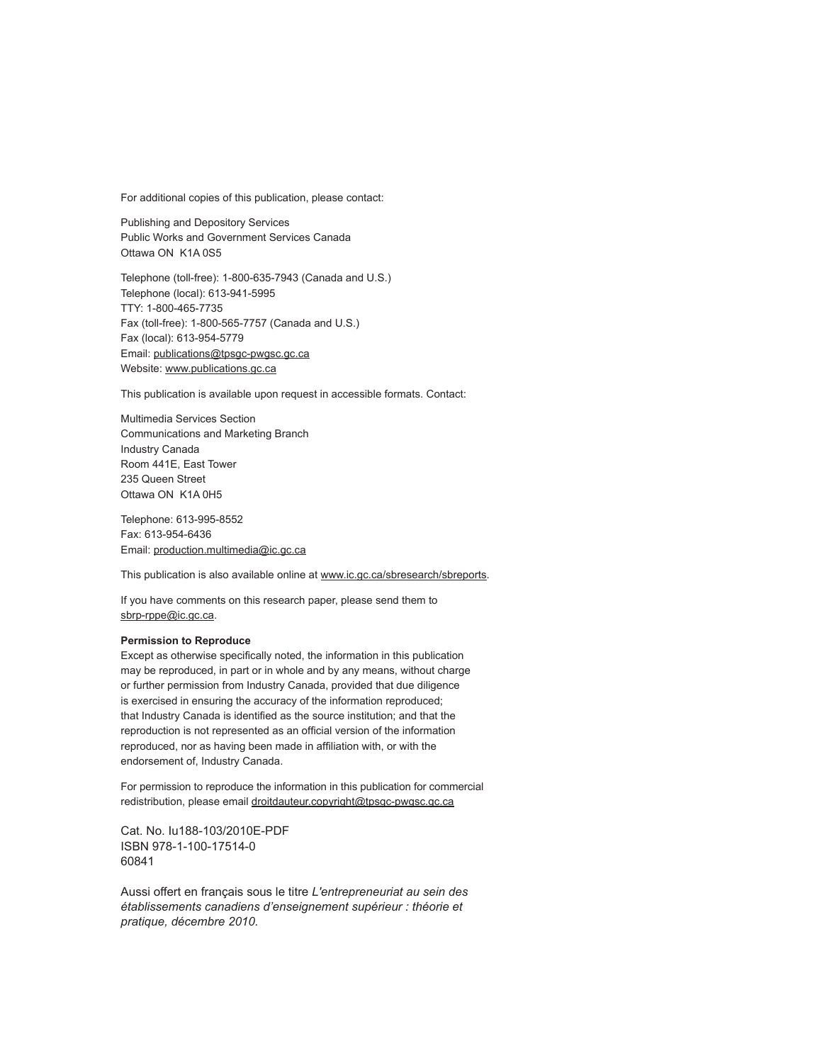For additional copies of this publication, please contact:

Publishing and Depository Services
Public Works and Government Services Canada
Ottawa ON  K1A 0S5

Telephone (toll-free): 1-800-635-7943 (Canada and U.S.)
Telephone (local): 613-941-5995
TTY: 1-800-465-7735
Fax (toll-free): 1-800-565-7757 (Canada and U.S.)
Fax (local): 613-954-5779
Email: publications@tpsgc-pwgsc.gc.ca
Website: www.publications.gc.ca

This publication is available upon request in accessible formats. Contact:

Multimedia Services Section
Communications and Marketing Branch
Industry Canada
Room 441E, East Tower
235 Queen Street
Ottawa ON  K1A 0H5

Telephone: 613-995-8552
Fax: 613-954-6436
Email: production.multimedia@ic.gc.ca

This publication is also available online at www.ic.gc.ca/sbresearch/sbreports.

If you have comments on this research paper, please send them to sbrp-rppe@ic.gc.ca.

**Permission to Reproduce**
Except as otherwise specifically noted, the information in this publication may be reproduced, in part or in whole and by any means, without charge or further permission from Industry Canada, provided that due diligence is exercised in ensuring the accuracy of the information reproduced; that Industry Canada is identified as the source institution; and that the reproduction is not represented as an official version of the information reproduced, nor as having been made in affiliation with, or with the endorsement of, Industry Canada.

For permission to reproduce the information in this publication for commercial redistribution, please email droitdauteur.copyright@tpsgc-pwgsc.gc.ca

Cat. No. Iu188-103/2010E-PDF
ISBN 978-1-100-17514-0
60841

Aussi offert en français sous le titre *L'entrepreneuriat au sein des établissements canadiens d'enseignement supérieur : théorie et pratique, décembre 2010.*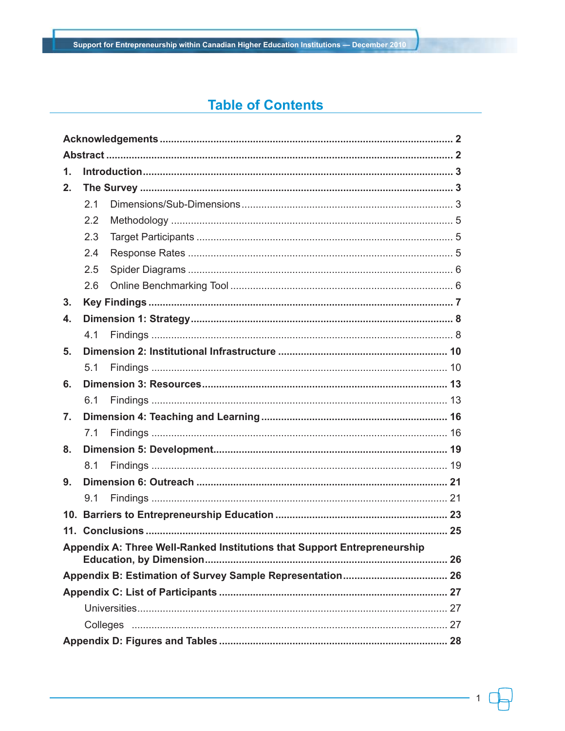# Table of Contents

| | |
|---|---|
| **Acknowledgements** | **2** |
| **Abstract** | **2** |
| **1. Introduction** | **3** |
| **2. The Survey** | **3** |
| 2.1 Dimensions/Sub-Dimensions | 3 |
| 2.2 Methodology | 5 |
| 2.3 Target Participants | 5 |
| 2.4 Response Rates | 5 |
| 2.5 Spider Diagrams | 6 |
| 2.6 Online Benchmarking Tool | 6 |
| **3. Key Findings** | **7** |
| **4. Dimension 1: Strategy** | **8** |
| 4.1 Findings | 8 |
| **5. Dimension 2: Institutional Infrastructure** | **10** |
| 5.1 Findings | 10 |
| **6. Dimension 3: Resources** | **13** |
| 6.1 Findings | 13 |
| **7. Dimension 4: Teaching and Learning** | **16** |
| 7.1 Findings | 16 |
| **8. Dimension 5: Development** | **19** |
| 8.1 Findings | 19 |
| **9. Dimension 6: Outreach** | **21** |
| 9.1 Findings | 21 |
| **10. Barriers to Entrepreneurship Education** | **23** |
| **11. Conclusions** | **25** |
| **Appendix A: Three Well-Ranked Institutions that Support Entrepreneurship Education, by Dimension** | **26** |
| **Appendix B: Estimation of Survey Sample Representation** | **26** |
| **Appendix C: List of Participants** | **27** |
| Universities | 27 |
| Colleges | 27 |
| **Appendix D: Figures and Tables** | **28** |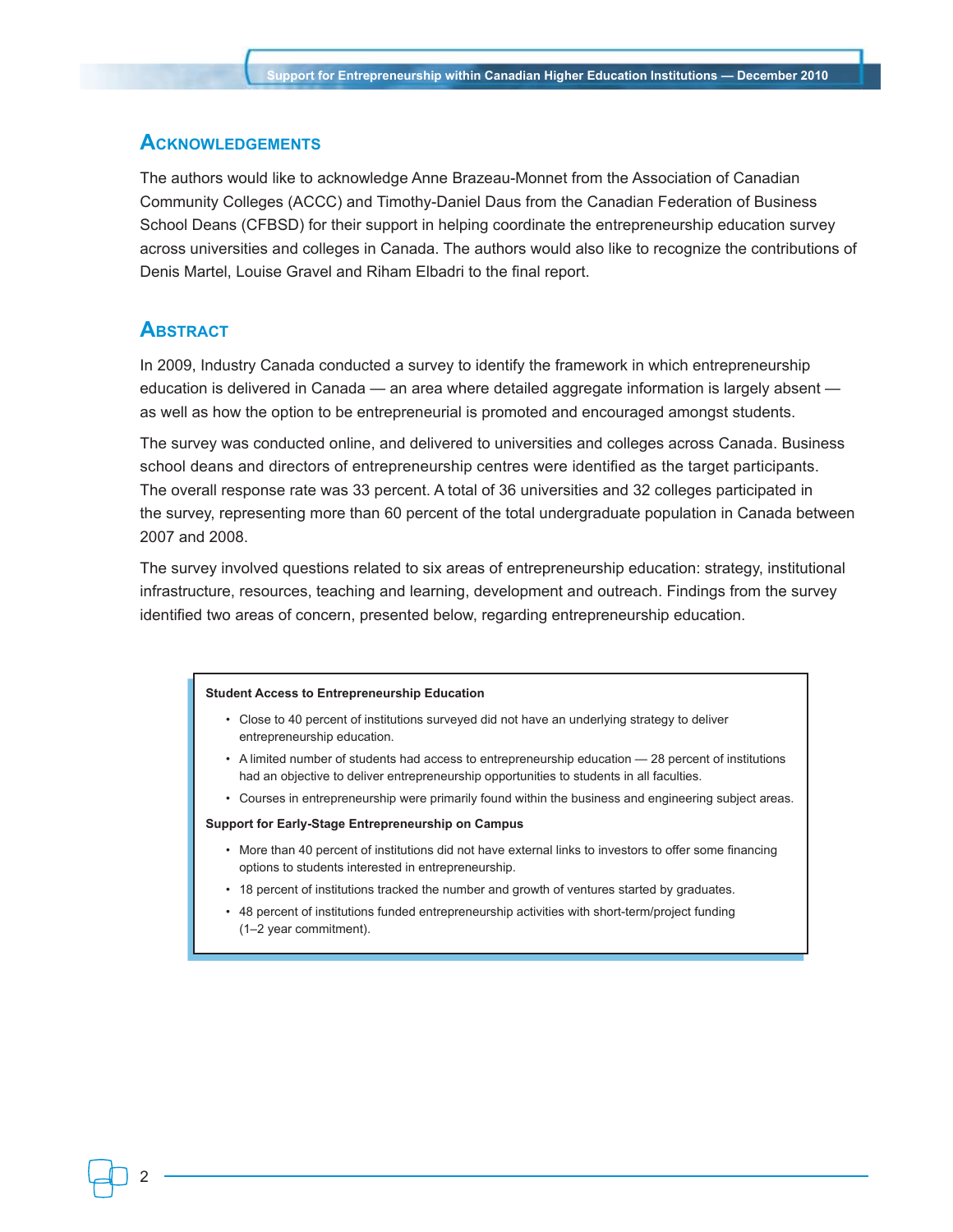## Acknowledgements

The authors would like to acknowledge Anne Brazeau-Monnet from the Association of Canadian Community Colleges (ACCC) and Timothy-Daniel Daus from the Canadian Federation of Business School Deans (CFBSD) for their support in helping coordinate the entrepreneurship education survey across universities and colleges in Canada. The authors would also like to recognize the contributions of Denis Martel, Louise Gravel and Riham Elbadri to the final report.

## Abstract

In 2009, Industry Canada conducted a survey to identify the framework in which entrepreneurship education is delivered in Canada — an area where detailed aggregate information is largely absent — as well as how the option to be entrepreneurial is promoted and encouraged amongst students.

The survey was conducted online, and delivered to universities and colleges across Canada. Business school deans and directors of entrepreneurship centres were identified as the target participants. The overall response rate was 33 percent. A total of 36 universities and 32 colleges participated in the survey, representing more than 60 percent of the total undergraduate population in Canada between 2007 and 2008.

The survey involved questions related to six areas of entrepreneurship education: strategy, institutional infrastructure, resources, teaching and learning, development and outreach. Findings from the survey identified two areas of concern, presented below, regarding entrepreneurship education.

**Student Access to Entrepreneurship Education**

- Close to 40 percent of institutions surveyed did not have an underlying strategy to deliver entrepreneurship education.
- A limited number of students had access to entrepreneurship education — 28 percent of institutions had an objective to deliver entrepreneurship opportunities to students in all faculties.
- Courses in entrepreneurship were primarily found within the business and engineering subject areas.

**Support for Early-Stage Entrepreneurship on Campus**

- More than 40 percent of institutions did not have external links to investors to offer some financing options to students interested in entrepreneurship.
- 18 percent of institutions tracked the number and growth of ventures started by graduates.
- 48 percent of institutions funded entrepreneurship activities with short-term/project funding (1–2 year commitment).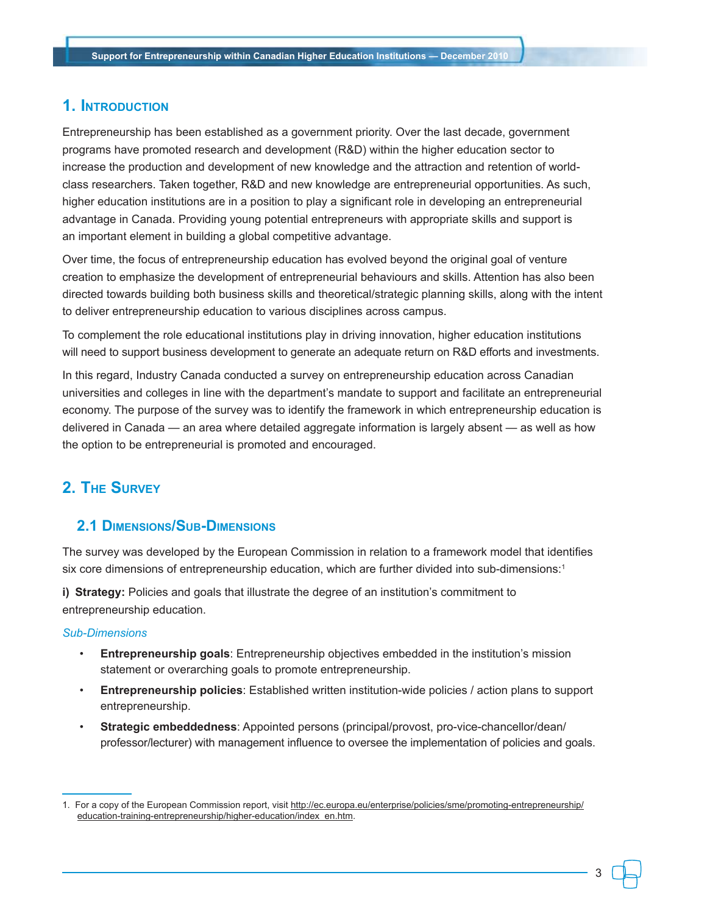# 1. Introduction

Entrepreneurship has been established as a government priority. Over the last decade, government programs have promoted research and development (R&D) within the higher education sector to increase the production and development of new knowledge and the attraction and retention of world-class researchers. Taken together, R&D and new knowledge are entrepreneurial opportunities. As such, higher education institutions are in a position to play a significant role in developing an entrepreneurial advantage in Canada. Providing young potential entrepreneurs with appropriate skills and support is an important element in building a global competitive advantage.

Over time, the focus of entrepreneurship education has evolved beyond the original goal of venture creation to emphasize the development of entrepreneurial behaviours and skills. Attention has also been directed towards building both business skills and theoretical/strategic planning skills, along with the intent to deliver entrepreneurship education to various disciplines across campus.

To complement the role educational institutions play in driving innovation, higher education institutions will need to support business development to generate an adequate return on R&D efforts and investments.

In this regard, Industry Canada conducted a survey on entrepreneurship education across Canadian universities and colleges in line with the department's mandate to support and facilitate an entrepreneurial economy. The purpose of the survey was to identify the framework in which entrepreneurship education is delivered in Canada — an area where detailed aggregate information is largely absent — as well as how the option to be entrepreneurial is promoted and encouraged.

# 2. The Survey

## 2.1 Dimensions/Sub-Dimensions

The survey was developed by the European Commission in relation to a framework model that identifies six core dimensions of entrepreneurship education, which are further divided into sub-dimensions:[1]

**i) Strategy:** Policies and goals that illustrate the degree of an institution's commitment to entrepreneurship education.

*Sub-Dimensions*

- **Entrepreneurship goals**: Entrepreneurship objectives embedded in the institution's mission statement or overarching goals to promote entrepreneurship.
- **Entrepreneurship policies**: Established written institution-wide policies / action plans to support entrepreneurship.
- **Strategic embeddedness**: Appointed persons (principal/provost, pro-vice-chancellor/dean/professor/lecturer) with management influence to oversee the implementation of policies and goals.

1. For a copy of the European Commission report, visit http://ec.europa.eu/enterprise/policies/sme/promoting-entrepreneurship/education-training-entrepreneurship/higher-education/index_en.htm.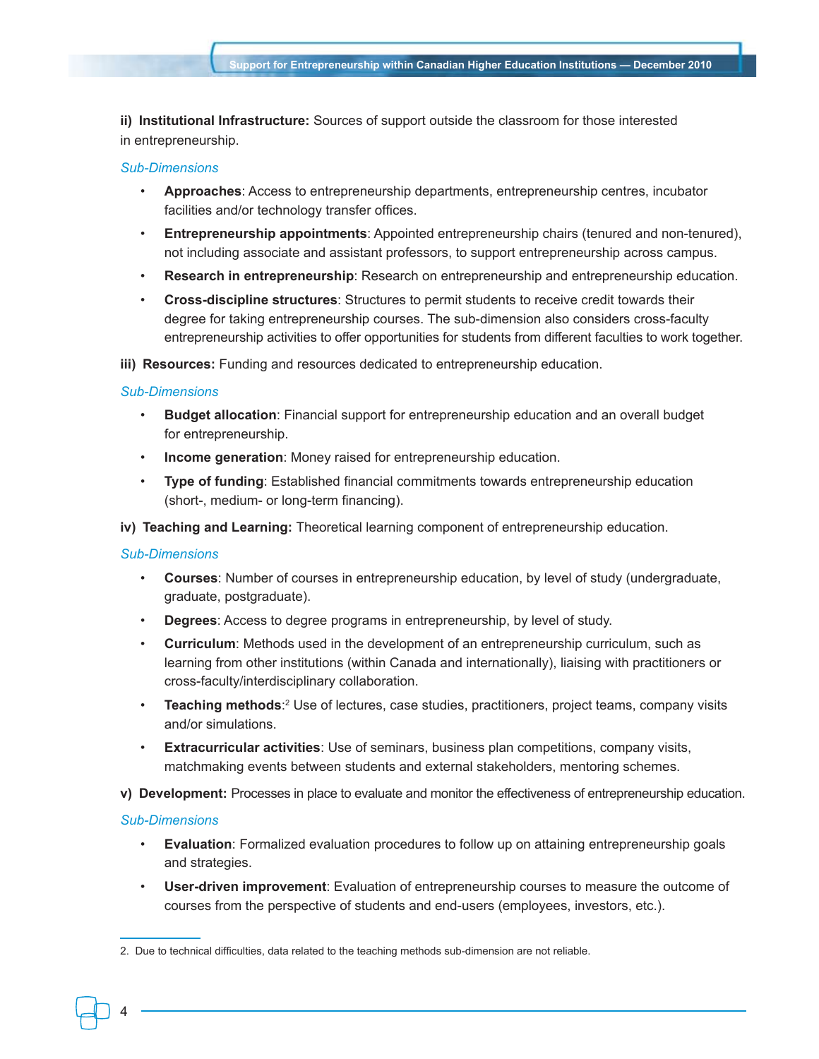**ii) Institutional Infrastructure:** Sources of support outside the classroom for those interested in entrepreneurship.

*Sub-Dimensions*

- **Approaches**: Access to entrepreneurship departments, entrepreneurship centres, incubator facilities and/or technology transfer offices.
- **Entrepreneurship appointments**: Appointed entrepreneurship chairs (tenured and non-tenured), not including associate and assistant professors, to support entrepreneurship across campus.
- **Research in entrepreneurship**: Research on entrepreneurship and entrepreneurship education.
- **Cross-discipline structures**: Structures to permit students to receive credit towards their degree for taking entrepreneurship courses. The sub-dimension also considers cross-faculty entrepreneurship activities to offer opportunities for students from different faculties to work together.

**iii) Resources:** Funding and resources dedicated to entrepreneurship education.

*Sub-Dimensions*

- **Budget allocation**: Financial support for entrepreneurship education and an overall budget for entrepreneurship.
- **Income generation**: Money raised for entrepreneurship education.
- **Type of funding**: Established financial commitments towards entrepreneurship education (short-, medium- or long-term financing).

**iv) Teaching and Learning:** Theoretical learning component of entrepreneurship education.

*Sub-Dimensions*

- **Courses**: Number of courses in entrepreneurship education, by level of study (undergraduate, graduate, postgraduate).
- **Degrees**: Access to degree programs in entrepreneurship, by level of study.
- **Curriculum**: Methods used in the development of an entrepreneurship curriculum, such as learning from other institutions (within Canada and internationally), liaising with practitioners or cross-faculty/interdisciplinary collaboration.
- **Teaching methods**:[2] Use of lectures, case studies, practitioners, project teams, company visits and/or simulations.
- **Extracurricular activities**: Use of seminars, business plan competitions, company visits, matchmaking events between students and external stakeholders, mentoring schemes.

**v) Development:** Processes in place to evaluate and monitor the effectiveness of entrepreneurship education.

*Sub-Dimensions*

- **Evaluation**: Formalized evaluation procedures to follow up on attaining entrepreneurship goals and strategies.
- **User-driven improvement**: Evaluation of entrepreneurship courses to measure the outcome of courses from the perspective of students and end-users (employees, investors, etc.).

---

2. Due to technical difficulties, data related to the teaching methods sub-dimension are not reliable.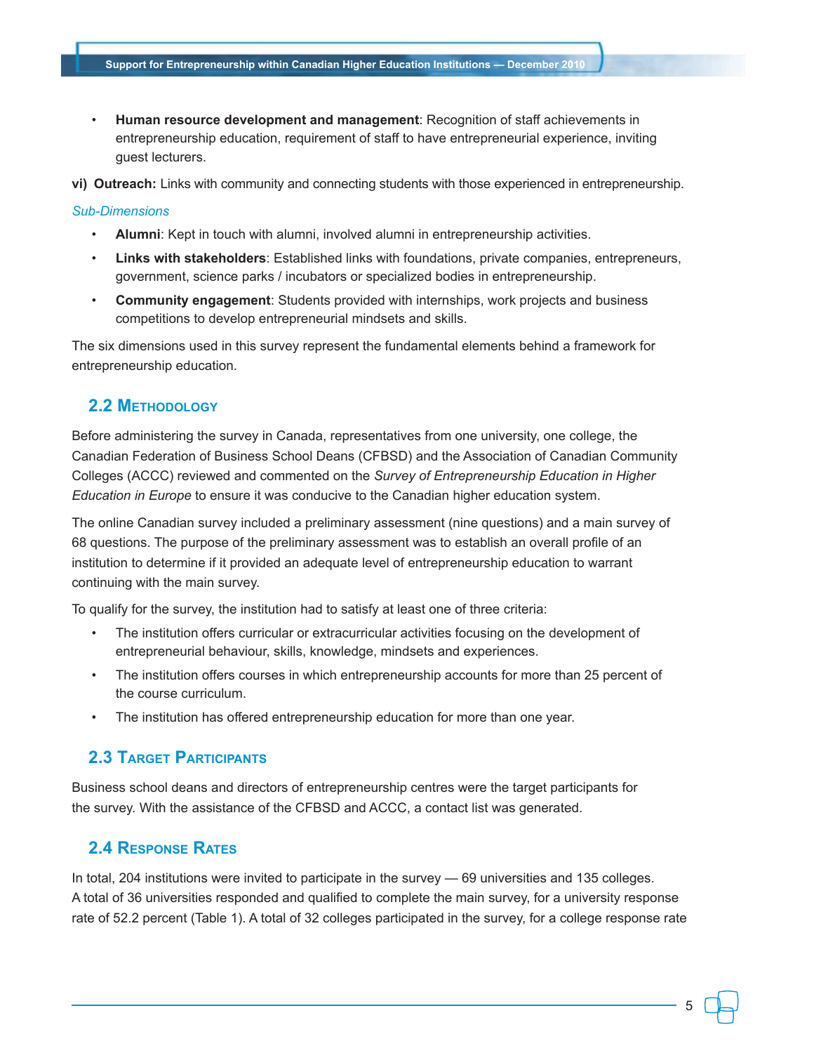- **Human resource development and management**: Recognition of staff achievements in entrepreneurship education, requirement of staff to have entrepreneurial experience, inviting guest lecturers.

**vi) Outreach:** Links with community and connecting students with those experienced in entrepreneurship.

*Sub-Dimensions*

- **Alumni**: Kept in touch with alumni, involved alumni in entrepreneurship activities.
- **Links with stakeholders**: Established links with foundations, private companies, entrepreneurs, government, science parks / incubators or specialized bodies in entrepreneurship.
- **Community engagement**: Students provided with internships, work projects and business competitions to develop entrepreneurial mindsets and skills.

The six dimensions used in this survey represent the fundamental elements behind a framework for entrepreneurship education.

## 2.2 Methodology

Before administering the survey in Canada, representatives from one university, one college, the Canadian Federation of Business School Deans (CFBSD) and the Association of Canadian Community Colleges (ACCC) reviewed and commented on the *Survey of Entrepreneurship Education in Higher Education in Europe* to ensure it was conducive to the Canadian higher education system.

The online Canadian survey included a preliminary assessment (nine questions) and a main survey of 68 questions. The purpose of the preliminary assessment was to establish an overall profile of an institution to determine if it provided an adequate level of entrepreneurship education to warrant continuing with the main survey.

To qualify for the survey, the institution had to satisfy at least one of three criteria:

- The institution offers curricular or extracurricular activities focusing on the development of entrepreneurial behaviour, skills, knowledge, mindsets and experiences.
- The institution offers courses in which entrepreneurship accounts for more than 25 percent of the course curriculum.
- The institution has offered entrepreneurship education for more than one year.

## 2.3 Target Participants

Business school deans and directors of entrepreneurship centres were the target participants for the survey. With the assistance of the CFBSD and ACCC, a contact list was generated.

## 2.4 Response Rates

In total, 204 institutions were invited to participate in the survey — 69 universities and 135 colleges. A total of 36 universities responded and qualified to complete the main survey, for a university response rate of 52.2 percent (Table 1). A total of 32 colleges participated in the survey, for a college response rate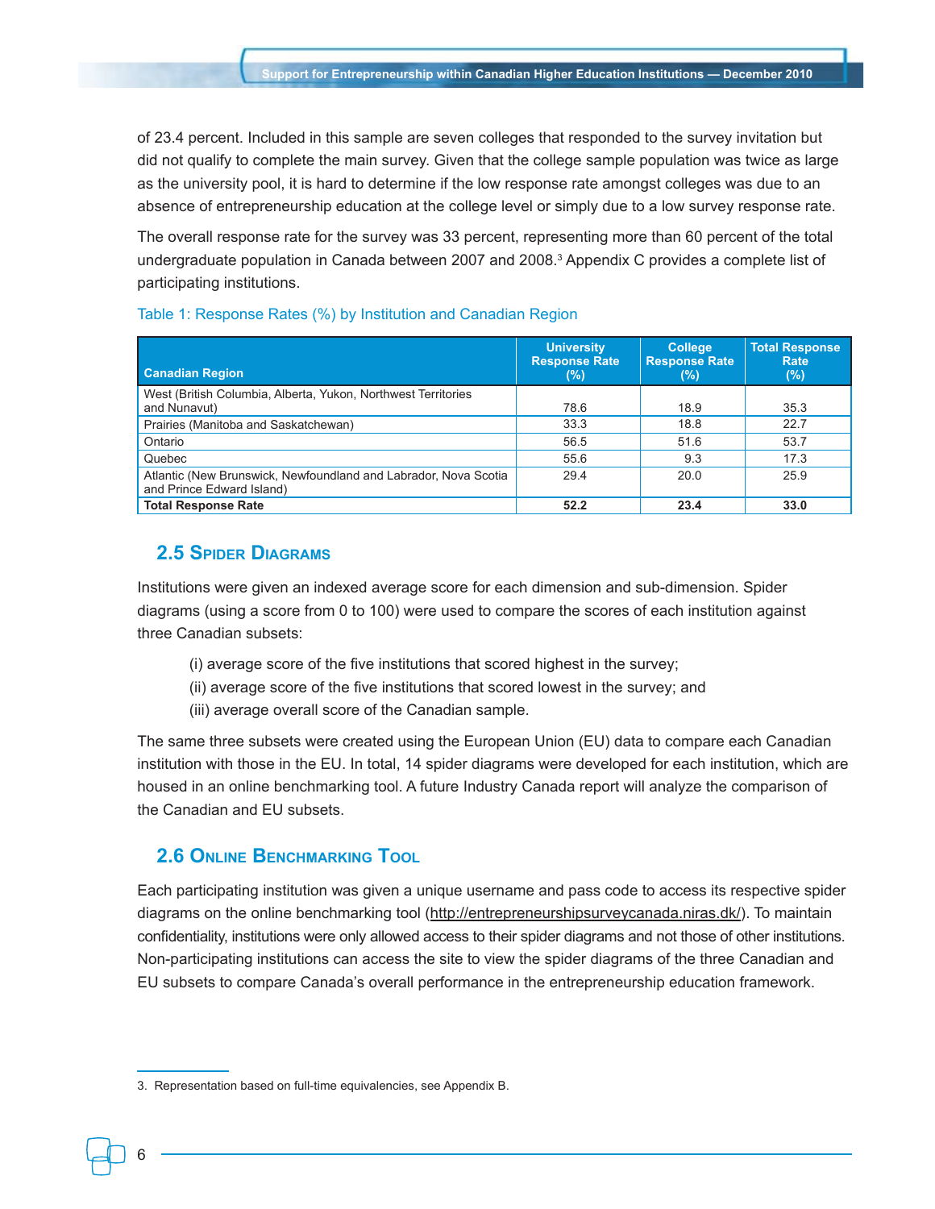of 23.4 percent. Included in this sample are seven colleges that responded to the survey invitation but did not qualify to complete the main survey. Given that the college sample population was twice as large as the university pool, it is hard to determine if the low response rate amongst colleges was due to an absence of entrepreneurship education at the college level or simply due to a low survey response rate.

The overall response rate for the survey was 33 percent, representing more than 60 percent of the total undergraduate population in Canada between 2007 and 2008.[3] Appendix C provides a complete list of participating institutions.

Table 1: Response Rates (%) by Institution and Canadian Region

| Canadian Region | University Response Rate (%) | College Response Rate (%) | Total Response Rate (%) |
|---|---|---|---|
| West (British Columbia, Alberta, Yukon, Northwest Territories and Nunavut) | 78.6 | 18.9 | 35.3 |
| Prairies (Manitoba and Saskatchewan) | 33.3 | 18.8 | 22.7 |
| Ontario | 56.5 | 51.6 | 53.7 |
| Quebec | 55.6 | 9.3 | 17.3 |
| Atlantic (New Brunswick, Newfoundland and Labrador, Nova Scotia and Prince Edward Island) | 29.4 | 20.0 | 25.9 |
| **Total Response Rate** | **52.2** | **23.4** | **33.0** |

## 2.5 Spider Diagrams

Institutions were given an indexed average score for each dimension and sub-dimension. Spider diagrams (using a score from 0 to 100) were used to compare the scores of each institution against three Canadian subsets:

(i) average score of the five institutions that scored highest in the survey;

(ii) average score of the five institutions that scored lowest in the survey; and

(iii) average overall score of the Canadian sample.

The same three subsets were created using the European Union (EU) data to compare each Canadian institution with those in the EU. In total, 14 spider diagrams were developed for each institution, which are housed in an online benchmarking tool. A future Industry Canada report will analyze the comparison of the Canadian and EU subsets.

## 2.6 Online Benchmarking Tool

Each participating institution was given a unique username and pass code to access its respective spider diagrams on the online benchmarking tool (http://entrepreneurshipsurveycanada.niras.dk/). To maintain confidentiality, institutions were only allowed access to their spider diagrams and not those of other institutions. Non-participating institutions can access the site to view the spider diagrams of the three Canadian and EU subsets to compare Canada's overall performance in the entrepreneurship education framework.

3. Representation based on full-time equivalencies, see Appendix B.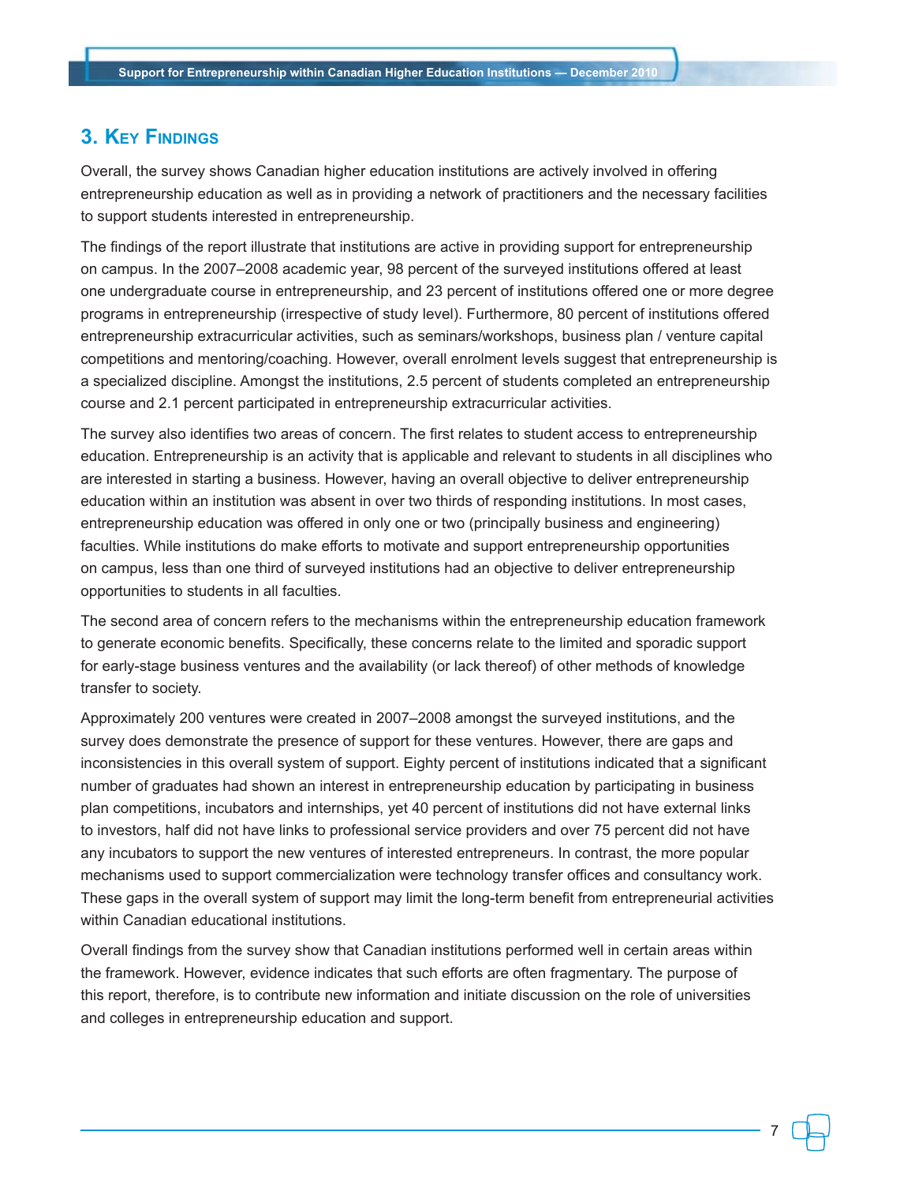## 3. Key Findings

Overall, the survey shows Canadian higher education institutions are actively involved in offering entrepreneurship education as well as in providing a network of practitioners and the necessary facilities to support students interested in entrepreneurship.

The findings of the report illustrate that institutions are active in providing support for entrepreneurship on campus. In the 2007–2008 academic year, 98 percent of the surveyed institutions offered at least one undergraduate course in entrepreneurship, and 23 percent of institutions offered one or more degree programs in entrepreneurship (irrespective of study level). Furthermore, 80 percent of institutions offered entrepreneurship extracurricular activities, such as seminars/workshops, business plan / venture capital competitions and mentoring/coaching. However, overall enrolment levels suggest that entrepreneurship is a specialized discipline. Amongst the institutions, 2.5 percent of students completed an entrepreneurship course and 2.1 percent participated in entrepreneurship extracurricular activities.

The survey also identifies two areas of concern. The first relates to student access to entrepreneurship education. Entrepreneurship is an activity that is applicable and relevant to students in all disciplines who are interested in starting a business. However, having an overall objective to deliver entrepreneurship education within an institution was absent in over two thirds of responding institutions. In most cases, entrepreneurship education was offered in only one or two (principally business and engineering) faculties. While institutions do make efforts to motivate and support entrepreneurship opportunities on campus, less than one third of surveyed institutions had an objective to deliver entrepreneurship opportunities to students in all faculties.

The second area of concern refers to the mechanisms within the entrepreneurship education framework to generate economic benefits. Specifically, these concerns relate to the limited and sporadic support for early-stage business ventures and the availability (or lack thereof) of other methods of knowledge transfer to society.

Approximately 200 ventures were created in 2007–2008 amongst the surveyed institutions, and the survey does demonstrate the presence of support for these ventures. However, there are gaps and inconsistencies in this overall system of support. Eighty percent of institutions indicated that a significant number of graduates had shown an interest in entrepreneurship education by participating in business plan competitions, incubators and internships, yet 40 percent of institutions did not have external links to investors, half did not have links to professional service providers and over 75 percent did not have any incubators to support the new ventures of interested entrepreneurs. In contrast, the more popular mechanisms used to support commercialization were technology transfer offices and consultancy work. These gaps in the overall system of support may limit the long-term benefit from entrepreneurial activities within Canadian educational institutions.

Overall findings from the survey show that Canadian institutions performed well in certain areas within the framework. However, evidence indicates that such efforts are often fragmentary. The purpose of this report, therefore, is to contribute new information and initiate discussion on the role of universities and colleges in entrepreneurship education and support.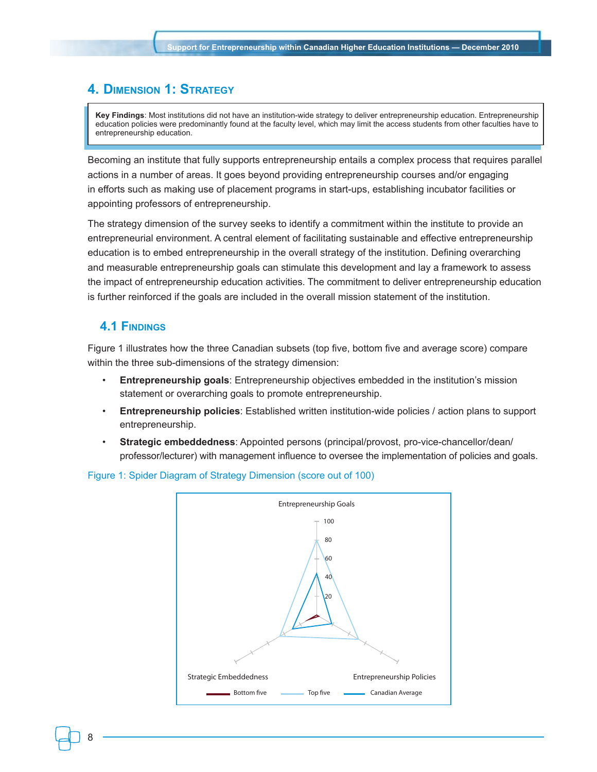## 4. Dimension 1: Strategy

**Key Findings**: Most institutions did not have an institution-wide strategy to deliver entrepreneurship education. Entrepreneurship education policies were predominantly found at the faculty level, which may limit the access students from other faculties have to entrepreneurship education.

Becoming an institute that fully supports entrepreneurship entails a complex process that requires parallel actions in a number of areas. It goes beyond providing entrepreneurship courses and/or engaging in efforts such as making use of placement programs in start-ups, establishing incubator facilities or appointing professors of entrepreneurship.

The strategy dimension of the survey seeks to identify a commitment within the institute to provide an entrepreneurial environment. A central element of facilitating sustainable and effective entrepreneurship education is to embed entrepreneurship in the overall strategy of the institution. Defining overarching and measurable entrepreneurship goals can stimulate this development and lay a framework to assess the impact of entrepreneurship education activities. The commitment to deliver entrepreneurship education is further reinforced if the goals are included in the overall mission statement of the institution.

### 4.1 Findings

Figure 1 illustrates how the three Canadian subsets (top five, bottom five and average score) compare within the three sub-dimensions of the strategy dimension:

- **Entrepreneurship goals**: Entrepreneurship objectives embedded in the institution's mission statement or overarching goals to promote entrepreneurship.
- **Entrepreneurship policies**: Established written institution-wide policies / action plans to support entrepreneurship.
- **Strategic embeddedness**: Appointed persons (principal/provost, pro-vice-chancellor/dean/ professor/lecturer) with management influence to oversee the implementation of policies and goals.

Figure 1: Spider Diagram of Strategy Dimension (score out of 100)

Entrepreneurship Goals

100
80
60
40
20

Strategic Embeddedness

Entrepreneurship Policies

Bottom five — Top five — Canadian Average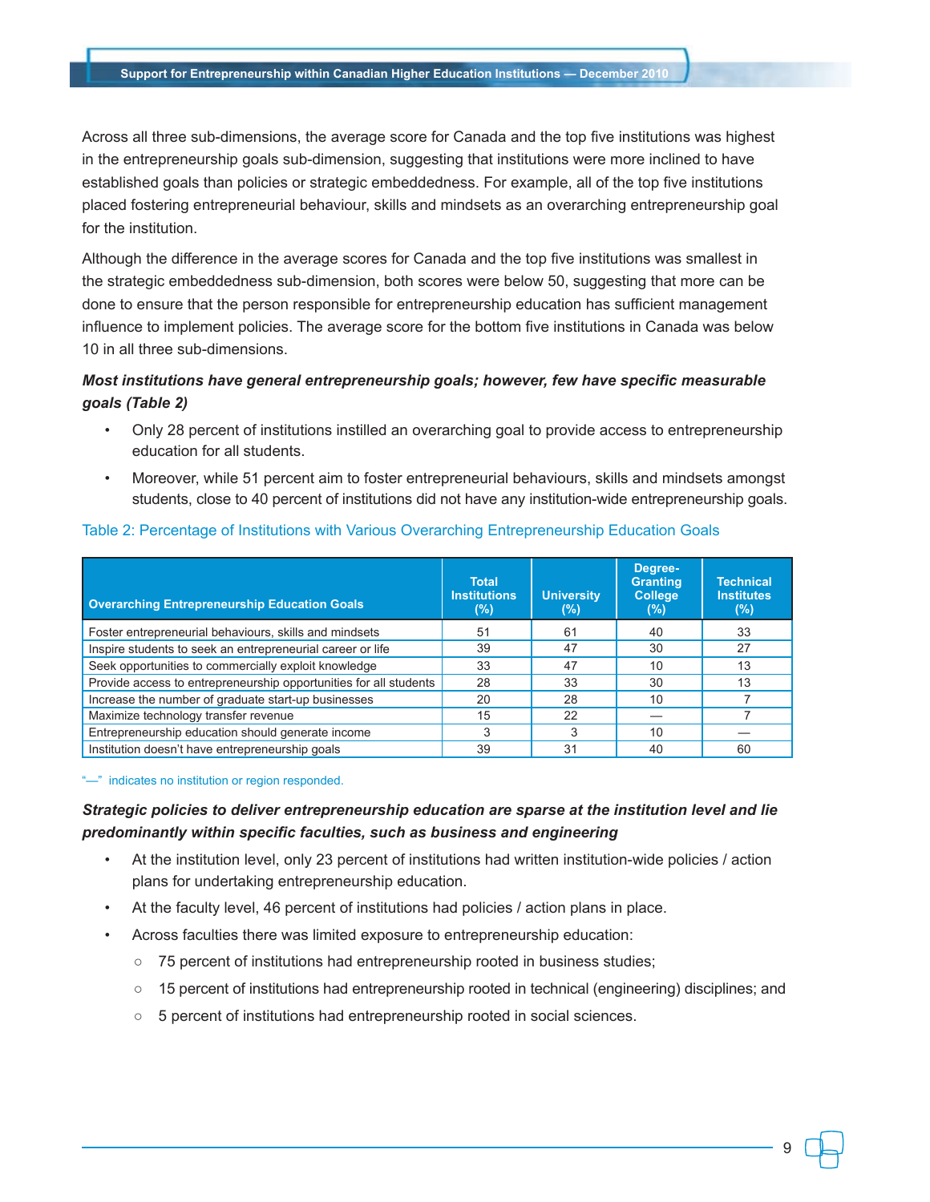Across all three sub-dimensions, the average score for Canada and the top five institutions was highest in the entrepreneurship goals sub-dimension, suggesting that institutions were more inclined to have established goals than policies or strategic embeddedness. For example, all of the top five institutions placed fostering entrepreneurial behaviour, skills and mindsets as an overarching entrepreneurship goal for the institution.

Although the difference in the average scores for Canada and the top five institutions was smallest in the strategic embeddedness sub-dimension, both scores were below 50, suggesting that more can be done to ensure that the person responsible for entrepreneurship education has sufficient management influence to implement policies. The average score for the bottom five institutions in Canada was below 10 in all three sub-dimensions.

***Most institutions have general entrepreneurship goals; however, few have specific measurable goals (Table 2)***

- Only 28 percent of institutions instilled an overarching goal to provide access to entrepreneurship education for all students.
- Moreover, while 51 percent aim to foster entrepreneurial behaviours, skills and mindsets amongst students, close to 40 percent of institutions did not have any institution-wide entrepreneurship goals.

Table 2: Percentage of Institutions with Various Overarching Entrepreneurship Education Goals

| Overarching Entrepreneurship Education Goals | Total Institutions (%) | University (%) | Degree-Granting College (%) | Technical Institutes (%) |
|---|---|---|---|---|
| Foster entrepreneurial behaviours, skills and mindsets | 51 | 61 | 40 | 33 |
| Inspire students to seek an entrepreneurial career or life | 39 | 47 | 30 | 27 |
| Seek opportunities to commercially exploit knowledge | 33 | 47 | 10 | 13 |
| Provide access to entrepreneurship opportunities for all students | 28 | 33 | 30 | 13 |
| Increase the number of graduate start-up businesses | 20 | 28 | 10 | 7 |
| Maximize technology transfer revenue | 15 | 22 | — | 7 |
| Entrepreneurship education should generate income | 3 | 3 | 10 | — |
| Institution doesn't have entrepreneurship goals | 39 | 31 | 40 | 60 |

"—" indicates no institution or region responded.

***Strategic policies to deliver entrepreneurship education are sparse at the institution level and lie predominantly within specific faculties, such as business and engineering***

- At the institution level, only 23 percent of institutions had written institution-wide policies / action plans for undertaking entrepreneurship education.
- At the faculty level, 46 percent of institutions had policies / action plans in place.
- Across faculties there was limited exposure to entrepreneurship education:
  - 75 percent of institutions had entrepreneurship rooted in business studies;
  - 15 percent of institutions had entrepreneurship rooted in technical (engineering) disciplines; and
  - 5 percent of institutions had entrepreneurship rooted in social sciences.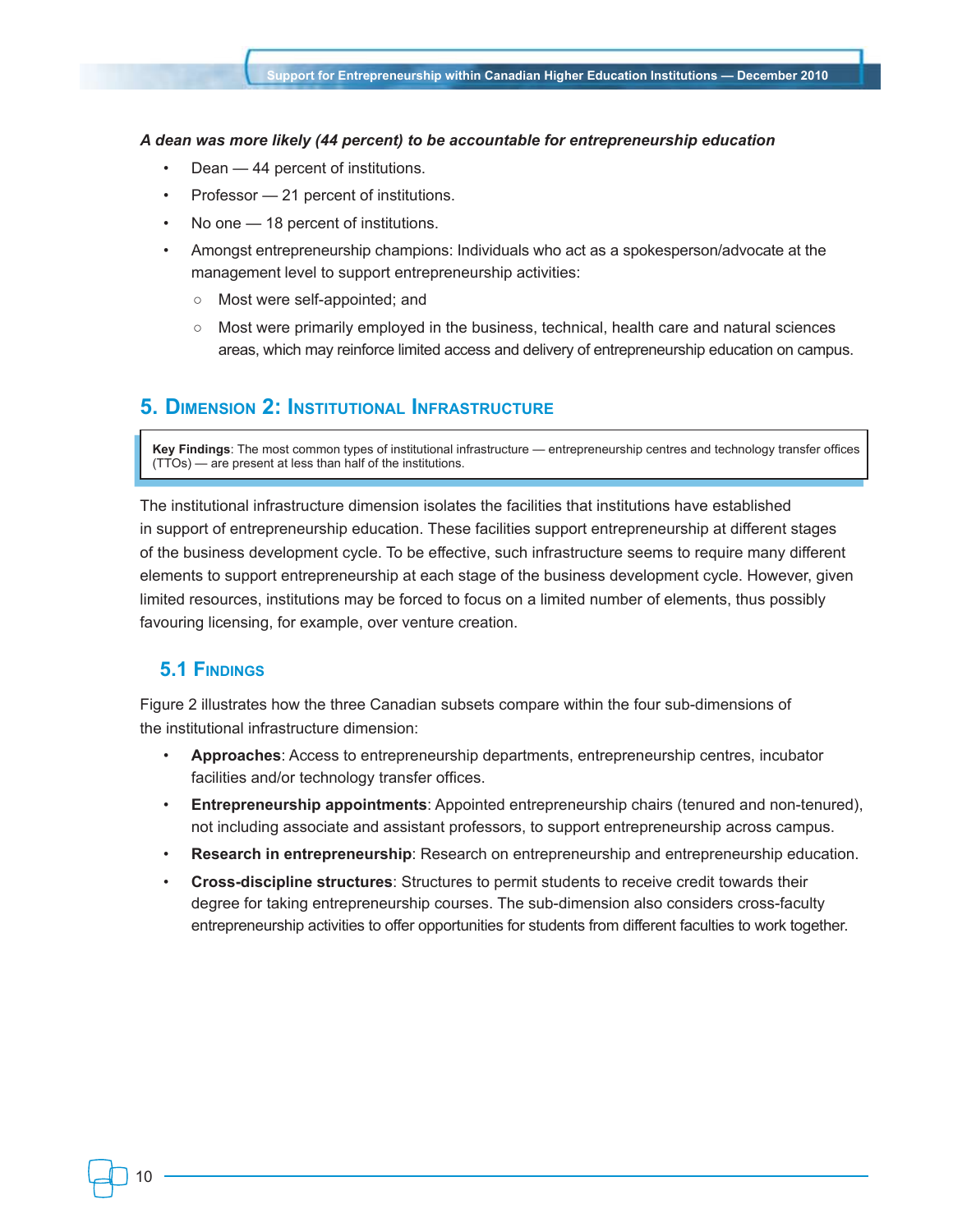***A dean was more likely (44 percent) to be accountable for entrepreneurship education***

- Dean — 44 percent of institutions.
- Professor — 21 percent of institutions.
- No one — 18 percent of institutions.
- Amongst entrepreneurship champions: Individuals who act as a spokesperson/advocate at the management level to support entrepreneurship activities:
  - Most were self-appointed; and
  - Most were primarily employed in the business, technical, health care and natural sciences areas, which may reinforce limited access and delivery of entrepreneurship education on campus.

## 5. Dimension 2: Institutional Infrastructure

> **Key Findings**: The most common types of institutional infrastructure — entrepreneurship centres and technology transfer offices (TTOs) — are present at less than half of the institutions.

The institutional infrastructure dimension isolates the facilities that institutions have established in support of entrepreneurship education. These facilities support entrepreneurship at different stages of the business development cycle. To be effective, such infrastructure seems to require many different elements to support entrepreneurship at each stage of the business development cycle. However, given limited resources, institutions may be forced to focus on a limited number of elements, thus possibly favouring licensing, for example, over venture creation.

### 5.1 Findings

Figure 2 illustrates how the three Canadian subsets compare within the four sub-dimensions of the institutional infrastructure dimension:

- **Approaches**: Access to entrepreneurship departments, entrepreneurship centres, incubator facilities and/or technology transfer offices.
- **Entrepreneurship appointments**: Appointed entrepreneurship chairs (tenured and non-tenured), not including associate and assistant professors, to support entrepreneurship across campus.
- **Research in entrepreneurship**: Research on entrepreneurship and entrepreneurship education.
- **Cross-discipline structures**: Structures to permit students to receive credit towards their degree for taking entrepreneurship courses. The sub-dimension also considers cross-faculty entrepreneurship activities to offer opportunities for students from different faculties to work together.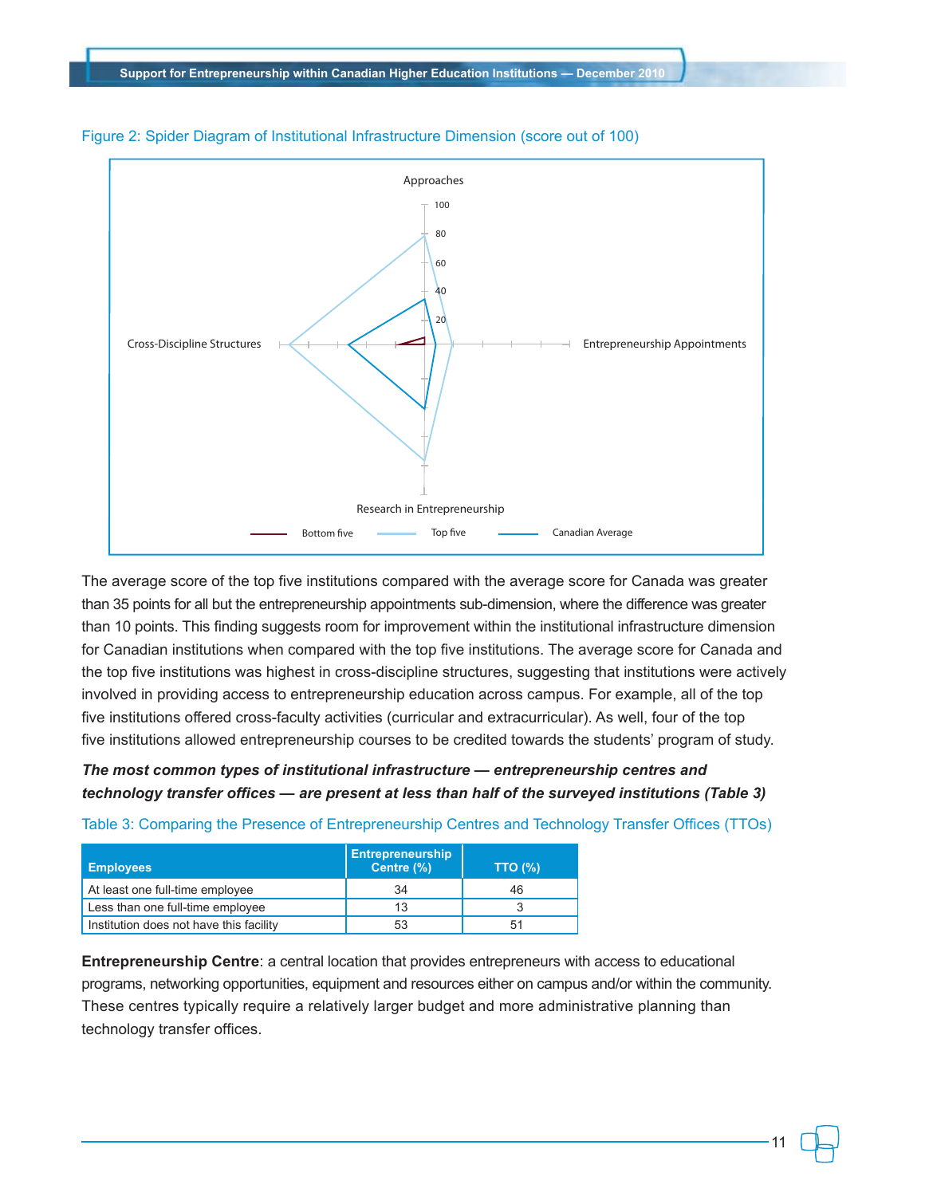Figure 2: Spider Diagram of Institutional Infrastructure Dimension (score out of 100)

The average score of the top five institutions compared with the average score for Canada was greater than 35 points for all but the entrepreneurship appointments sub-dimension, where the difference was greater than 10 points. This finding suggests room for improvement within the institutional infrastructure dimension for Canadian institutions when compared with the top five institutions. The average score for Canada and the top five institutions was highest in cross-discipline structures, suggesting that institutions were actively involved in providing access to entrepreneurship education across campus. For example, all of the top five institutions offered cross-faculty activities (curricular and extracurricular). As well, four of the top five institutions allowed entrepreneurship courses to be credited towards the students' program of study.

***The most common types of institutional infrastructure — entrepreneurship centres and technology transfer offices — are present at less than half of the surveyed institutions (Table 3)***

Table 3: Comparing the Presence of Entrepreneurship Centres and Technology Transfer Offices (TTOs)

| Employees | Entrepreneurship Centre (%) | TTO (%) |
|---|---|---|
| At least one full-time employee | 34 | 46 |
| Less than one full-time employee | 13 | 3 |
| Institution does not have this facility | 53 | 51 |

**Entrepreneurship Centre**: a central location that provides entrepreneurs with access to educational programs, networking opportunities, equipment and resources either on campus and/or within the community. These centres typically require a relatively larger budget and more administrative planning than technology transfer offices.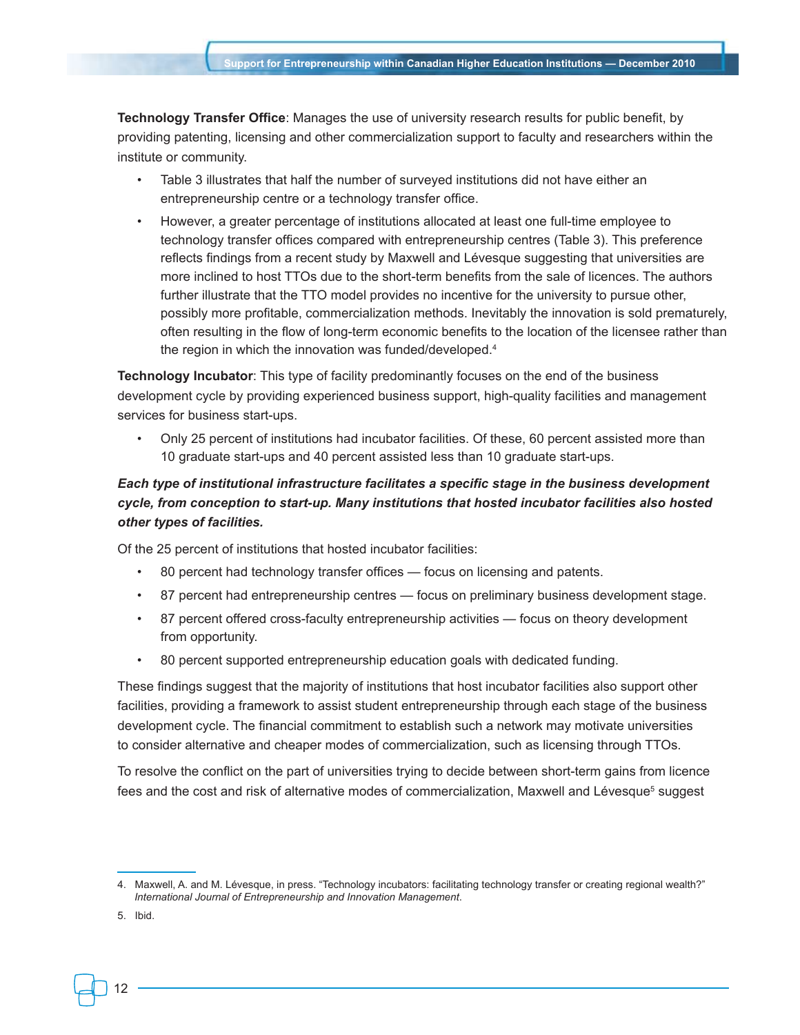**Technology Transfer Office**: Manages the use of university research results for public benefit, by providing patenting, licensing and other commercialization support to faculty and researchers within the institute or community.

- Table 3 illustrates that half the number of surveyed institutions did not have either an entrepreneurship centre or a technology transfer office.
- However, a greater percentage of institutions allocated at least one full-time employee to technology transfer offices compared with entrepreneurship centres (Table 3). This preference reflects findings from a recent study by Maxwell and Lévesque suggesting that universities are more inclined to host TTOs due to the short-term benefits from the sale of licences. The authors further illustrate that the TTO model provides no incentive for the university to pursue other, possibly more profitable, commercialization methods. Inevitably the innovation is sold prematurely, often resulting in the flow of long-term economic benefits to the location of the licensee rather than the region in which the innovation was funded/developed.[4]

**Technology Incubator**: This type of facility predominantly focuses on the end of the business development cycle by providing experienced business support, high-quality facilities and management services for business start-ups.

- Only 25 percent of institutions had incubator facilities. Of these, 60 percent assisted more than 10 graduate start-ups and 40 percent assisted less than 10 graduate start-ups.

***Each type of institutional infrastructure facilitates a specific stage in the business development cycle, from conception to start-up. Many institutions that hosted incubator facilities also hosted other types of facilities.***

Of the 25 percent of institutions that hosted incubator facilities:

- 80 percent had technology transfer offices — focus on licensing and patents.
- 87 percent had entrepreneurship centres — focus on preliminary business development stage.
- 87 percent offered cross-faculty entrepreneurship activities — focus on theory development from opportunity.
- 80 percent supported entrepreneurship education goals with dedicated funding.

These findings suggest that the majority of institutions that host incubator facilities also support other facilities, providing a framework to assist student entrepreneurship through each stage of the business development cycle. The financial commitment to establish such a network may motivate universities to consider alternative and cheaper modes of commercialization, such as licensing through TTOs.

To resolve the conflict on the part of universities trying to decide between short-term gains from licence fees and the cost and risk of alternative modes of commercialization, Maxwell and Lévesque[5] suggest

---

4. Maxwell, A. and M. Lévesque, in press. "Technology incubators: facilitating technology transfer or creating regional wealth?" *International Journal of Entrepreneurship and Innovation Management*.

5. Ibid.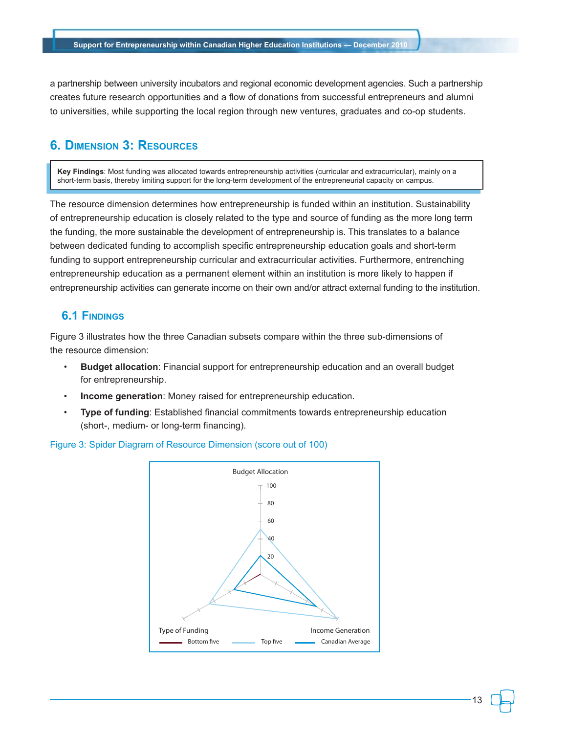a partnership between university incubators and regional economic development agencies. Such a partnership creates future research opportunities and a flow of donations from successful entrepreneurs and alumni to universities, while supporting the local region through new ventures, graduates and co-op students.

## 6. Dimension 3: Resources

**Key Findings**: Most funding was allocated towards entrepreneurship activities (curricular and extracurricular), mainly on a short-term basis, thereby limiting support for the long-term development of the entrepreneurial capacity on campus.

The resource dimension determines how entrepreneurship is funded within an institution. Sustainability of entrepreneurship education is closely related to the type and source of funding as the more long term the funding, the more sustainable the development of entrepreneurship is. This translates to a balance between dedicated funding to accomplish specific entrepreneurship education goals and short-term funding to support entrepreneurship curricular and extracurricular activities. Furthermore, entrenching entrepreneurship education as a permanent element within an institution is more likely to happen if entrepreneurship activities can generate income on their own and/or attract external funding to the institution.

### 6.1 Findings

Figure 3 illustrates how the three Canadian subsets compare within the three sub-dimensions of the resource dimension:

- **Budget allocation**: Financial support for entrepreneurship education and an overall budget for entrepreneurship.
- **Income generation**: Money raised for entrepreneurship education.
- **Type of funding**: Established financial commitments towards entrepreneurship education (short-, medium- or long-term financing).

Figure 3: Spider Diagram of Resource Dimension (score out of 100)

Budget Allocation

100
80
60
40
20

Type of Funding

Income Generation

Bottom five
Top five
Canadian Average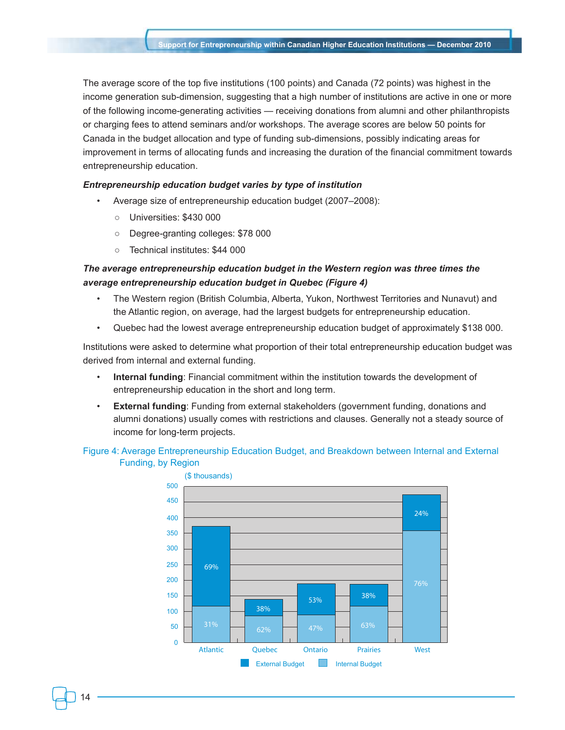The average score of the top five institutions (100 points) and Canada (72 points) was highest in the income generation sub-dimension, suggesting that a high number of institutions are active in one or more of the following income-generating activities — receiving donations from alumni and other philanthropists or charging fees to attend seminars and/or workshops. The average scores are below 50 points for Canada in the budget allocation and type of funding sub-dimensions, possibly indicating areas for improvement in terms of allocating funds and increasing the duration of the financial commitment towards entrepreneurship education.

***Entrepreneurship education budget varies by type of institution***

- Average size of entrepreneurship education budget (2007–2008):
  - Universities: $430 000
  - Degree-granting colleges: $78 000
  - Technical institutes: $44 000

***The average entrepreneurship education budget in the Western region was three times the average entrepreneurship education budget in Quebec (Figure 4)***

- The Western region (British Columbia, Alberta, Yukon, Northwest Territories and Nunavut) and the Atlantic region, on average, had the largest budgets for entrepreneurship education.
- Quebec had the lowest average entrepreneurship education budget of approximately $138 000.

Institutions were asked to determine what proportion of their total entrepreneurship education budget was derived from internal and external funding.

- **Internal funding**: Financial commitment within the institution towards the development of entrepreneurship education in the short and long term.
- **External funding**: Funding from external stakeholders (government funding, donations and alumni donations) usually comes with restrictions and clauses. Generally not a steady source of income for long-term projects.

Figure 4: Average Entrepreneurship Education Budget, and Breakdown between Internal and External Funding, by Region

($ thousands)

| Region | External Budget | Internal Budget |
|---|---|---|
| Atlantic | 69% | 31% |
| Quebec | 38% | 62% |
| Ontario | 53% | 47% |
| Prairies | 38% | 63% |
| West | 24% | 76% |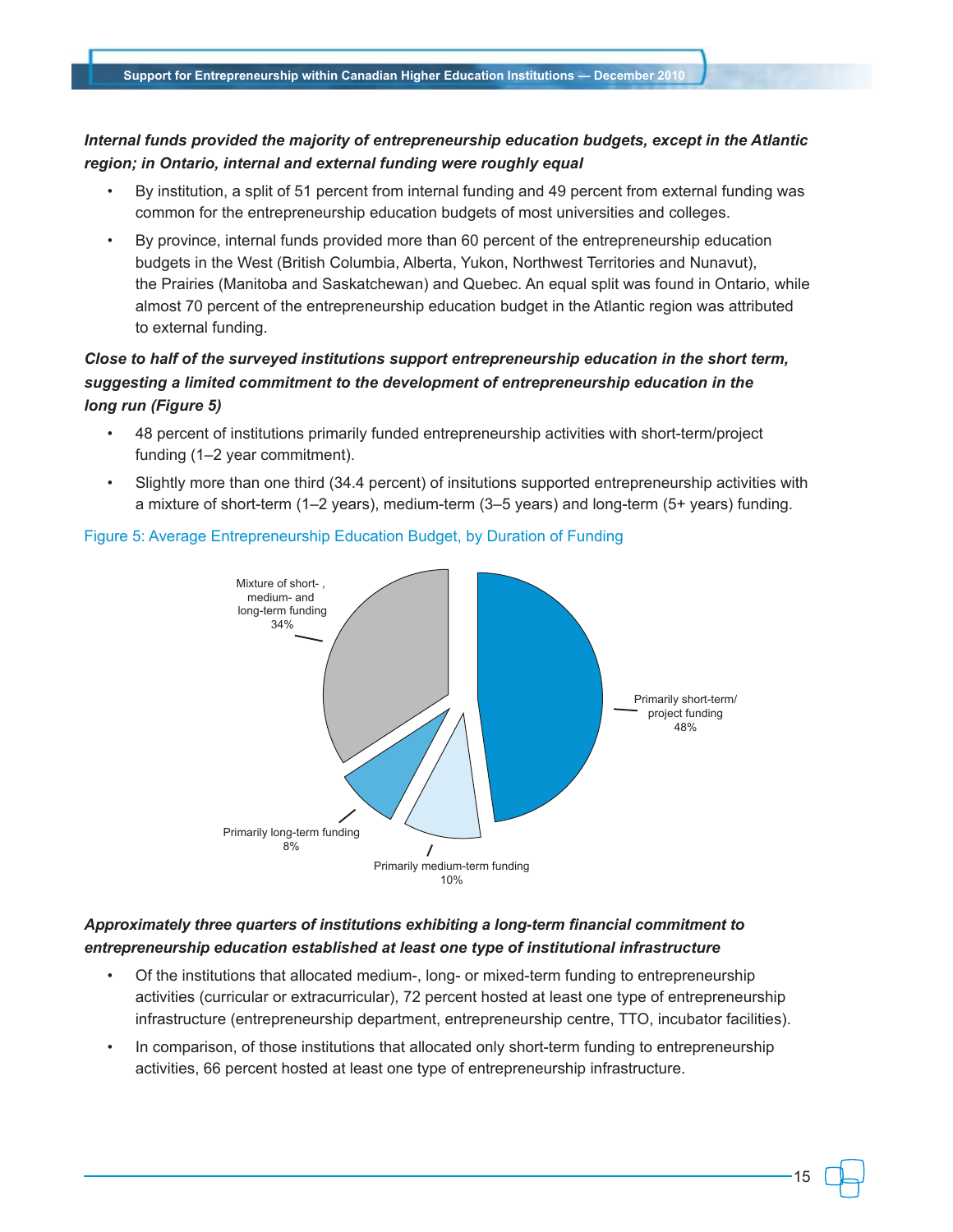***Internal funds provided the majority of entrepreneurship education budgets, except in the Atlantic region; in Ontario, internal and external funding were roughly equal***

- By institution, a split of 51 percent from internal funding and 49 percent from external funding was common for the entrepreneurship education budgets of most universities and colleges.
- By province, internal funds provided more than 60 percent of the entrepreneurship education budgets in the West (British Columbia, Alberta, Yukon, Northwest Territories and Nunavut), the Prairies (Manitoba and Saskatchewan) and Quebec. An equal split was found in Ontario, while almost 70 percent of the entrepreneurship education budget in the Atlantic region was attributed to external funding.

***Close to half of the surveyed institutions support entrepreneurship education in the short term, suggesting a limited commitment to the development of entrepreneurship education in the long run (Figure 5)***

- 48 percent of institutions primarily funded entrepreneurship activities with short-term/project funding (1–2 year commitment).
- Slightly more than one third (34.4 percent) of insitutions supported entrepreneurship activities with a mixture of short-term (1–2 years), medium-term (3–5 years) and long-term (5+ years) funding.

Figure 5: Average Entrepreneurship Education Budget, by Duration of Funding

| Duration of Funding | Percent |
|---|---|
| Primarily short-term/ project funding | 48% |
| Mixture of short-, medium- and long-term funding | 34% |
| Primarily medium-term funding | 10% |
| Primarily long-term funding | 8% |

***Approximately three quarters of institutions exhibiting a long-term financial commitment to entrepreneurship education established at least one type of institutional infrastructure***

- Of the institutions that allocated medium-, long- or mixed-term funding to entrepreneurship activities (curricular or extracurricular), 72 percent hosted at least one type of entrepreneurship infrastructure (entrepreneurship department, entrepreneurship centre, TTO, incubator facilities).
- In comparison, of those institutions that allocated only short-term funding to entrepreneurship activities, 66 percent hosted at least one type of entrepreneurship infrastructure.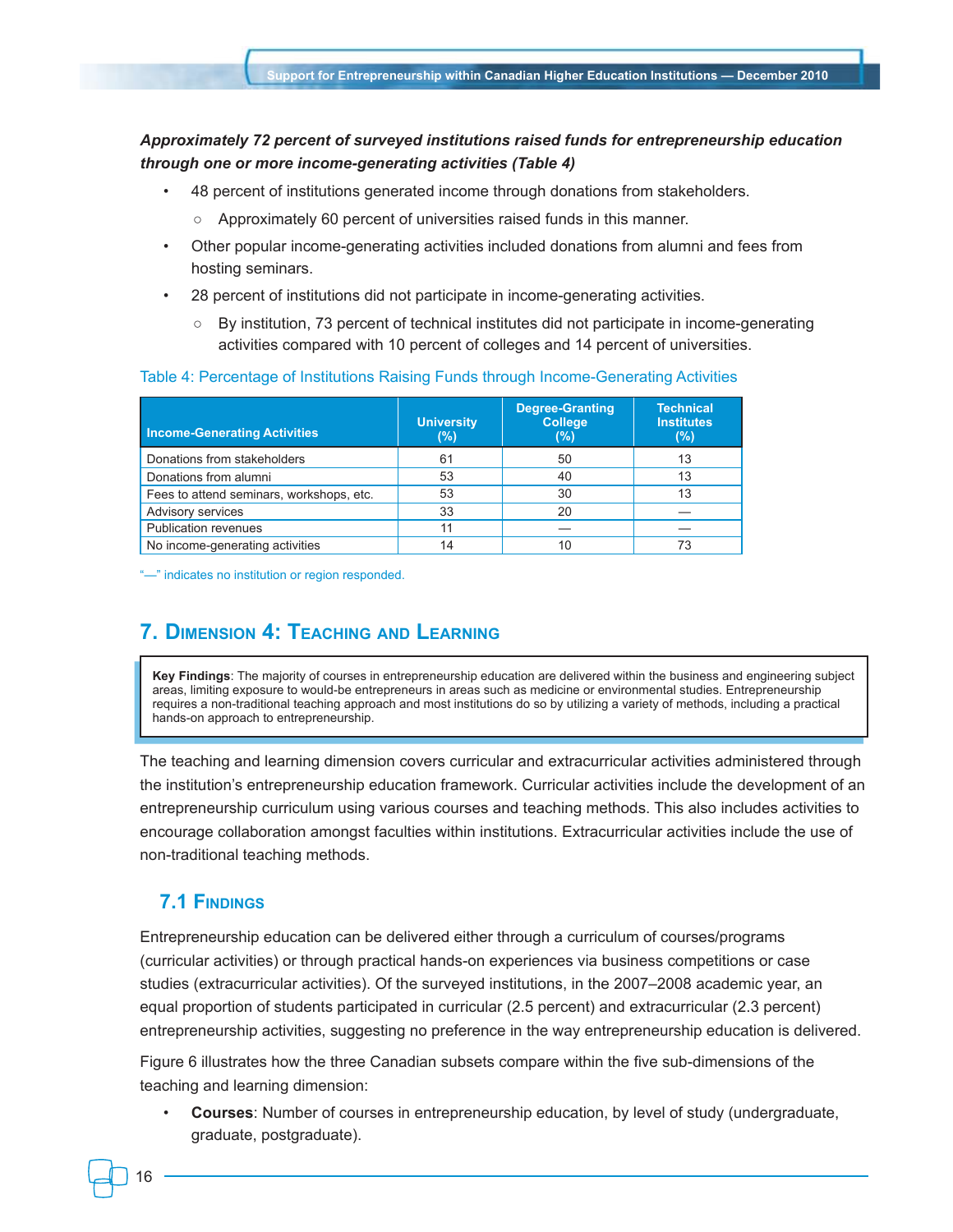***Approximately 72 percent of surveyed institutions raised funds for entrepreneurship education through one or more income-generating activities (Table 4)***

- 48 percent of institutions generated income through donations from stakeholders.
  - Approximately 60 percent of universities raised funds in this manner.
- Other popular income-generating activities included donations from alumni and fees from hosting seminars.
- 28 percent of institutions did not participate in income-generating activities.
  - By institution, 73 percent of technical institutes did not participate in income-generating activities compared with 10 percent of colleges and 14 percent of universities.

Table 4: Percentage of Institutions Raising Funds through Income-Generating Activities

| Income-Generating Activities | University (%) | Degree-Granting College (%) | Technical Institutes (%) |
|---|---|---|---|
| Donations from stakeholders | 61 | 50 | 13 |
| Donations from alumni | 53 | 40 | 13 |
| Fees to attend seminars, workshops, etc. | 53 | 30 | 13 |
| Advisory services | 33 | 20 | — |
| Publication revenues | 11 | — | — |
| No income-generating activities | 14 | 10 | 73 |

"—" indicates no institution or region responded.

## 7. Dimension 4: Teaching and Learning

**Key Findings**: The majority of courses in entrepreneurship education are delivered within the business and engineering subject areas, limiting exposure to would-be entrepreneurs in areas such as medicine or environmental studies. Entrepreneurship requires a non-traditional teaching approach and most institutions do so by utilizing a variety of methods, including a practical hands-on approach to entrepreneurship.

The teaching and learning dimension covers curricular and extracurricular activities administered through the institution's entrepreneurship education framework. Curricular activities include the development of an entrepreneurship curriculum using various courses and teaching methods. This also includes activities to encourage collaboration amongst faculties within institutions. Extracurricular activities include the use of non-traditional teaching methods.

### 7.1 Findings

Entrepreneurship education can be delivered either through a curriculum of courses/programs (curricular activities) or through practical hands-on experiences via business competitions or case studies (extracurricular activities). Of the surveyed institutions, in the 2007–2008 academic year, an equal proportion of students participated in curricular (2.5 percent) and extracurricular (2.3 percent) entrepreneurship activities, suggesting no preference in the way entrepreneurship education is delivered.

Figure 6 illustrates how the three Canadian subsets compare within the five sub-dimensions of the teaching and learning dimension:

- **Courses**: Number of courses in entrepreneurship education, by level of study (undergraduate, graduate, postgraduate).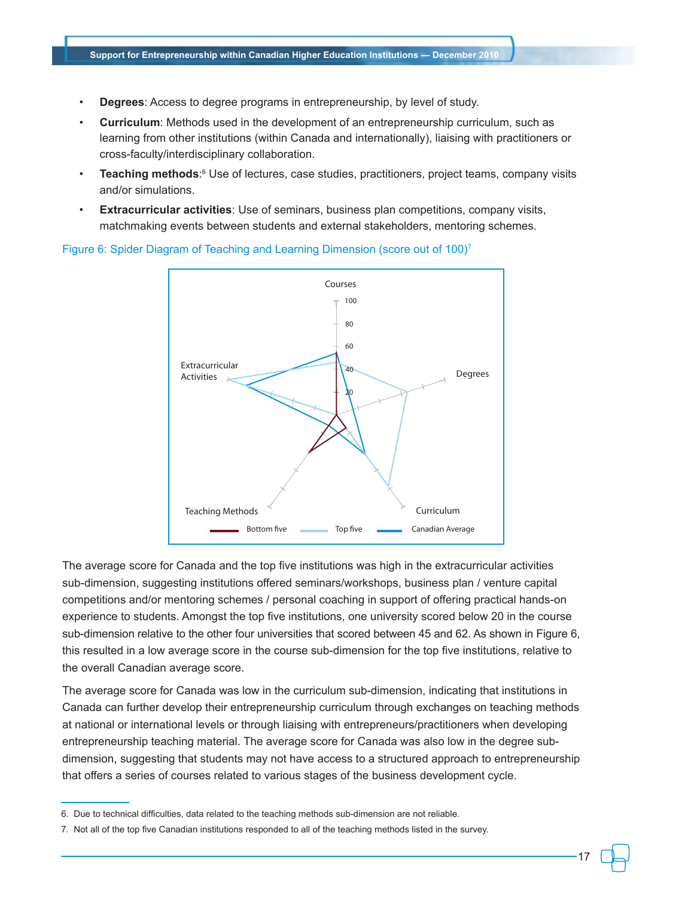- **Degrees**: Access to degree programs in entrepreneurship, by level of study.
- **Curriculum**: Methods used in the development of an entrepreneurship curriculum, such as learning from other institutions (within Canada and internationally), liaising with practitioners or cross-faculty/interdisciplinary collaboration.
- **Teaching methods**:[6] Use of lectures, case studies, practitioners, project teams, company visits and/or simulations.
- **Extracurricular activities**: Use of seminars, business plan competitions, company visits, matchmaking events between students and external stakeholders, mentoring schemes.

Figure 6: Spider Diagram of Teaching and Learning Dimension (score out of 100)[7]

The average score for Canada and the top five institutions was high in the extracurricular activities sub-dimension, suggesting institutions offered seminars/workshops, business plan / venture capital competitions and/or mentoring schemes / personal coaching in support of offering practical hands-on experience to students. Amongst the top five institutions, one university scored below 20 in the course sub-dimension relative to the other four universities that scored between 45 and 62. As shown in Figure 6, this resulted in a low average score in the course sub-dimension for the top five institutions, relative to the overall Canadian average score.

The average score for Canada was low in the curriculum sub-dimension, indicating that institutions in Canada can further develop their entrepreneurship curriculum through exchanges on teaching methods at national or international levels or through liaising with entrepreneurs/practitioners when developing entrepreneurship teaching material. The average score for Canada was also low in the degree sub-dimension, suggesting that students may not have access to a structured approach to entrepreneurship that offers a series of courses related to various stages of the business development cycle.

6. Due to technical difficulties, data related to the teaching methods sub-dimension are not reliable.

7. Not all of the top five Canadian institutions responded to all of the teaching methods listed in the survey.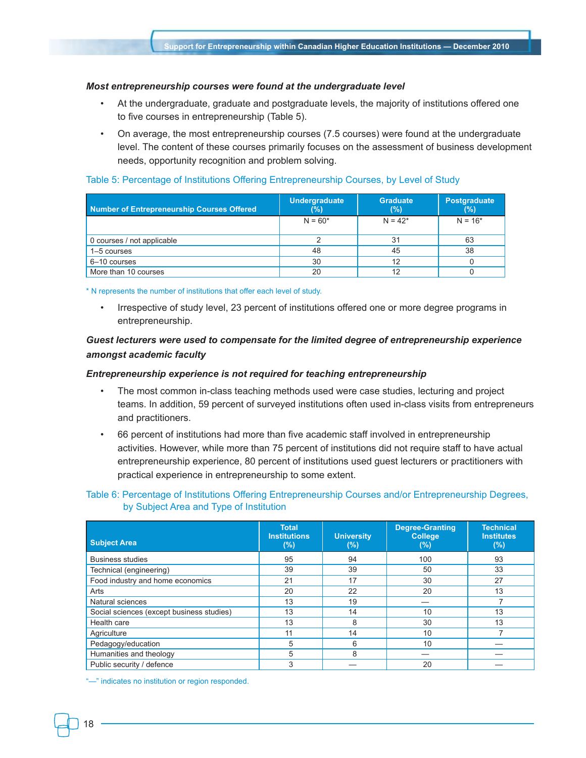***Most entrepreneurship courses were found at the undergraduate level***

- At the undergraduate, graduate and postgraduate levels, the majority of institutions offered one to five courses in entrepreneurship (Table 5).
- On average, the most entrepreneurship courses (7.5 courses) were found at the undergraduate level. The content of these courses primarily focuses on the assessment of business development needs, opportunity recognition and problem solving.

Table 5: Percentage of Institutions Offering Entrepreneurship Courses, by Level of Study

| Number of Entrepreneurship Courses Offered | Undergraduate (%) | Graduate (%) | Postgraduate (%) |
|---|---|---|---|
| | N = 60* | N = 42* | N = 16* |
| 0 courses / not applicable | 2 | 31 | 63 |
| 1–5 courses | 48 | 45 | 38 |
| 6–10 courses | 30 | 12 | 0 |
| More than 10 courses | 20 | 12 | 0 |

* N represents the number of institutions that offer each level of study.

- Irrespective of study level, 23 percent of institutions offered one or more degree programs in entrepreneurship.

***Guest lecturers were used to compensate for the limited degree of entrepreneurship experience amongst academic faculty***

***Entrepreneurship experience is not required for teaching entrepreneurship***

- The most common in-class teaching methods used were case studies, lecturing and project teams. In addition, 59 percent of surveyed institutions often used in-class visits from entrepreneurs and practitioners.
- 66 percent of institutions had more than five academic staff involved in entrepreneurship activities. However, while more than 75 percent of institutions did not require staff to have actual entrepreneurship experience, 80 percent of institutions used guest lecturers or practitioners with practical experience in entrepreneurship to some extent.

Table 6: Percentage of Institutions Offering Entrepreneurship Courses and/or Entrepreneurship Degrees, by Subject Area and Type of Institution

| Subject Area | Total Institutions (%) | University (%) | Degree-Granting College (%) | Technical Institutes (%) |
|---|---|---|---|---|
| Business studies | 95 | 94 | 100 | 93 |
| Technical (engineering) | 39 | 39 | 50 | 33 |
| Food industry and home economics | 21 | 17 | 30 | 27 |
| Arts | 20 | 22 | 20 | 13 |
| Natural sciences | 13 | 19 | — | 7 |
| Social sciences (except business studies) | 13 | 14 | 10 | 13 |
| Health care | 13 | 8 | 30 | 13 |
| Agriculture | 11 | 14 | 10 | 7 |
| Pedagogy/education | 5 | 6 | 10 | — |
| Humanities and theology | 5 | 8 | — | — |
| Public security / defence | 3 | — | 20 | — |

"—" indicates no institution or region responded.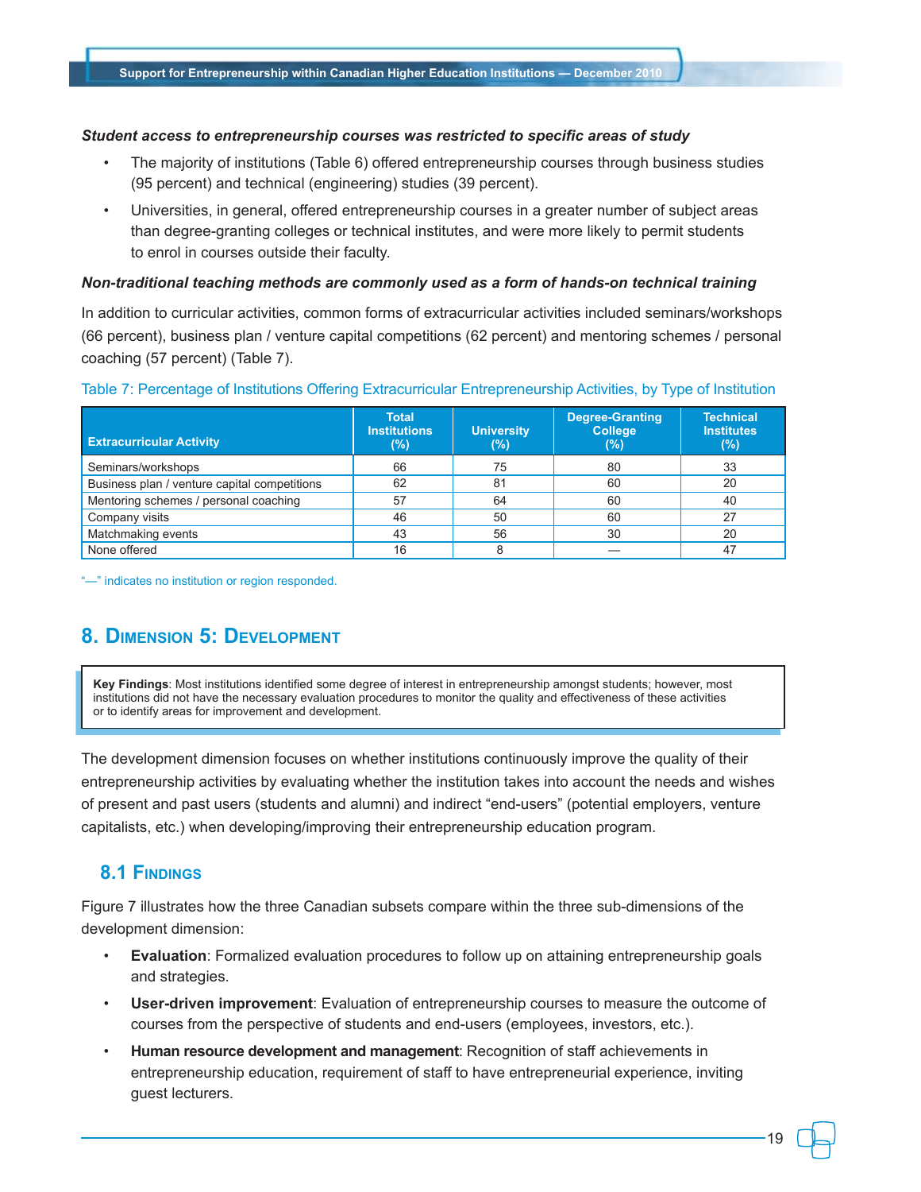***Student access to entrepreneurship courses was restricted to specific areas of study***

- The majority of institutions (Table 6) offered entrepreneurship courses through business studies (95 percent) and technical (engineering) studies (39 percent).
- Universities, in general, offered entrepreneurship courses in a greater number of subject areas than degree-granting colleges or technical institutes, and were more likely to permit students to enrol in courses outside their faculty.

***Non-traditional teaching methods are commonly used as a form of hands-on technical training***

In addition to curricular activities, common forms of extracurricular activities included seminars/workshops (66 percent), business plan / venture capital competitions (62 percent) and mentoring schemes / personal coaching (57 percent) (Table 7).

Table 7: Percentage of Institutions Offering Extracurricular Entrepreneurship Activities, by Type of Institution

| Extracurricular Activity | Total Institutions (%) | University (%) | Degree-Granting College (%) | Technical Institutes (%) |
|---|---|---|---|---|
| Seminars/workshops | 66 | 75 | 80 | 33 |
| Business plan / venture capital competitions | 62 | 81 | 60 | 20 |
| Mentoring schemes / personal coaching | 57 | 64 | 60 | 40 |
| Company visits | 46 | 50 | 60 | 27 |
| Matchmaking events | 43 | 56 | 30 | 20 |
| None offered | 16 | 8 | — | 47 |

"—" indicates no institution or region responded.

## 8. Dimension 5: Development

**Key Findings**: Most institutions identified some degree of interest in entrepreneurship amongst students; however, most institutions did not have the necessary evaluation procedures to monitor the quality and effectiveness of these activities or to identify areas for improvement and development.

The development dimension focuses on whether institutions continuously improve the quality of their entrepreneurship activities by evaluating whether the institution takes into account the needs and wishes of present and past users (students and alumni) and indirect "end-users" (potential employers, venture capitalists, etc.) when developing/improving their entrepreneurship education program.

### 8.1 Findings

Figure 7 illustrates how the three Canadian subsets compare within the three sub-dimensions of the development dimension:

- **Evaluation**: Formalized evaluation procedures to follow up on attaining entrepreneurship goals and strategies.
- **User-driven improvement**: Evaluation of entrepreneurship courses to measure the outcome of courses from the perspective of students and end-users (employees, investors, etc.).
- **Human resource development and management**: Recognition of staff achievements in entrepreneurship education, requirement of staff to have entrepreneurial experience, inviting guest lecturers.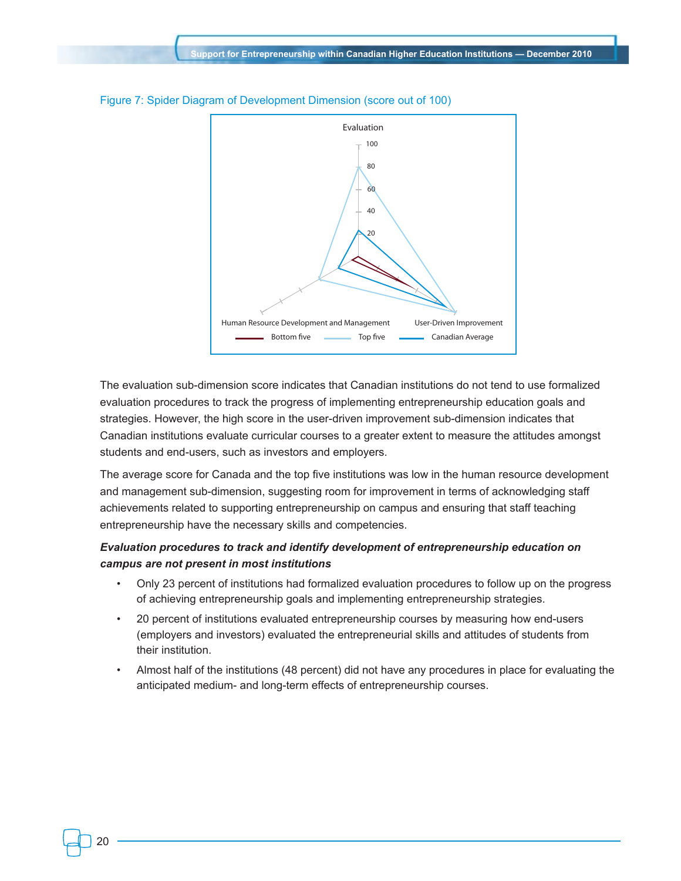Figure 7: Spider Diagram of Development Dimension (score out of 100)

The evaluation sub-dimension score indicates that Canadian institutions do not tend to use formalized evaluation procedures to track the progress of implementing entrepreneurship education goals and strategies. However, the high score in the user-driven improvement sub-dimension indicates that Canadian institutions evaluate curricular courses to a greater extent to measure the attitudes amongst students and end-users, such as investors and employers.

The average score for Canada and the top five institutions was low in the human resource development and management sub-dimension, suggesting room for improvement in terms of acknowledging staff achievements related to supporting entrepreneurship on campus and ensuring that staff teaching entrepreneurship have the necessary skills and competencies.

***Evaluation procedures to track and identify development of entrepreneurship education on campus are not present in most institutions***

- Only 23 percent of institutions had formalized evaluation procedures to follow up on the progress of achieving entrepreneurship goals and implementing entrepreneurship strategies.
- 20 percent of institutions evaluated entrepreneurship courses by measuring how end-users (employers and investors) evaluated the entrepreneurial skills and attitudes of students from their institution.
- Almost half of the institutions (48 percent) did not have any procedures in place for evaluating the anticipated medium- and long-term effects of entrepreneurship courses.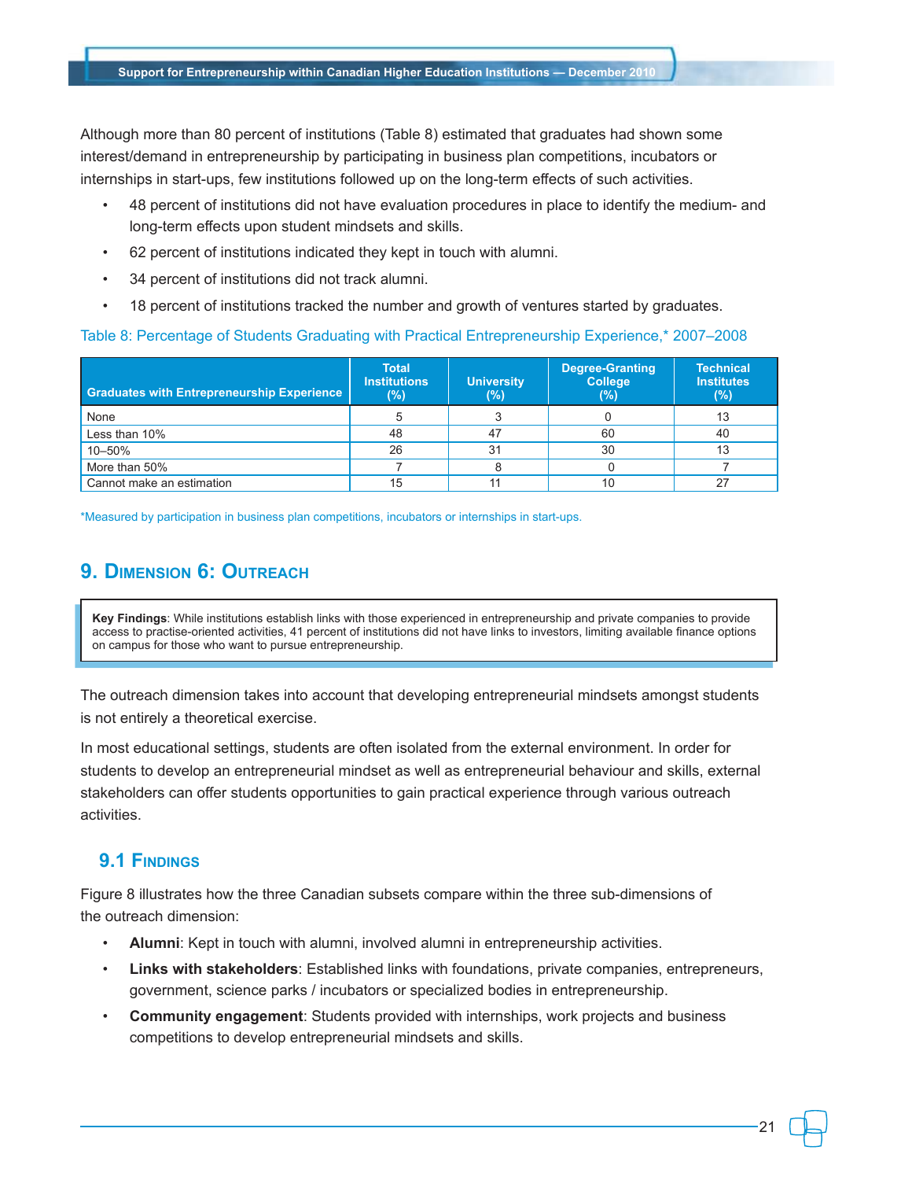Although more than 80 percent of institutions (Table 8) estimated that graduates had shown some interest/demand in entrepreneurship by participating in business plan competitions, incubators or internships in start-ups, few institutions followed up on the long-term effects of such activities.

- 48 percent of institutions did not have evaluation procedures in place to identify the medium- and long-term effects upon student mindsets and skills.
- 62 percent of institutions indicated they kept in touch with alumni.
- 34 percent of institutions did not track alumni.
- 18 percent of institutions tracked the number and growth of ventures started by graduates.

Table 8: Percentage of Students Graduating with Practical Entrepreneurship Experience,* 2007–2008

| Graduates with Entrepreneurship Experience | Total Institutions (%) | University (%) | Degree-Granting College (%) | Technical Institutes (%) |
|---|---|---|---|---|
| None | 5 | 3 | 0 | 13 |
| Less than 10% | 48 | 47 | 60 | 40 |
| 10–50% | 26 | 31 | 30 | 13 |
| More than 50% | 7 | 8 | 0 | 7 |
| Cannot make an estimation | 15 | 11 | 10 | 27 |

*Measured by participation in business plan competitions, incubators or internships in start-ups.

## 9. Dimension 6: Outreach

**Key Findings**: While institutions establish links with those experienced in entrepreneurship and private companies to provide access to practise-oriented activities, 41 percent of institutions did not have links to investors, limiting available finance options on campus for those who want to pursue entrepreneurship.

The outreach dimension takes into account that developing entrepreneurial mindsets amongst students is not entirely a theoretical exercise.

In most educational settings, students are often isolated from the external environment. In order for students to develop an entrepreneurial mindset as well as entrepreneurial behaviour and skills, external stakeholders can offer students opportunities to gain practical experience through various outreach activities.

### 9.1 Findings

Figure 8 illustrates how the three Canadian subsets compare within the three sub-dimensions of the outreach dimension:

- **Alumni**: Kept in touch with alumni, involved alumni in entrepreneurship activities.
- **Links with stakeholders**: Established links with foundations, private companies, entrepreneurs, government, science parks / incubators or specialized bodies in entrepreneurship.
- **Community engagement**: Students provided with internships, work projects and business competitions to develop entrepreneurial mindsets and skills.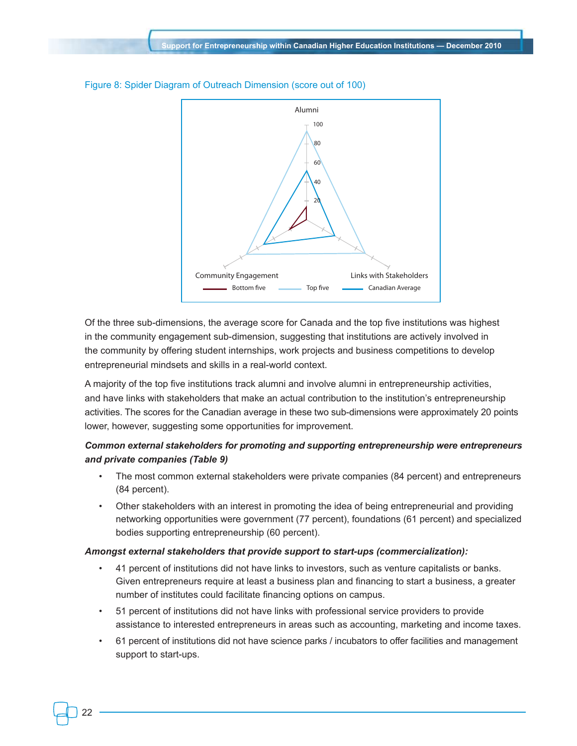Figure 8: Spider Diagram of Outreach Dimension (score out of 100)

Of the three sub-dimensions, the average score for Canada and the top five institutions was highest in the community engagement sub-dimension, suggesting that institutions are actively involved in the community by offering student internships, work projects and business competitions to develop entrepreneurial mindsets and skills in a real-world context.

A majority of the top five institutions track alumni and involve alumni in entrepreneurship activities, and have links with stakeholders that make an actual contribution to the institution's entrepreneurship activities. The scores for the Canadian average in these two sub-dimensions were approximately 20 points lower, however, suggesting some opportunities for improvement.

***Common external stakeholders for promoting and supporting entrepreneurship were entrepreneurs and private companies (Table 9)***

- The most common external stakeholders were private companies (84 percent) and entrepreneurs (84 percent).
- Other stakeholders with an interest in promoting the idea of being entrepreneurial and providing networking opportunities were government (77 percent), foundations (61 percent) and specialized bodies supporting entrepreneurship (60 percent).

***Amongst external stakeholders that provide support to start-ups (commercialization):***

- 41 percent of institutions did not have links to investors, such as venture capitalists or banks. Given entrepreneurs require at least a business plan and financing to start a business, a greater number of institutes could facilitate financing options on campus.
- 51 percent of institutions did not have links with professional service providers to provide assistance to interested entrepreneurs in areas such as accounting, marketing and income taxes.
- 61 percent of institutions did not have science parks / incubators to offer facilities and management support to start-ups.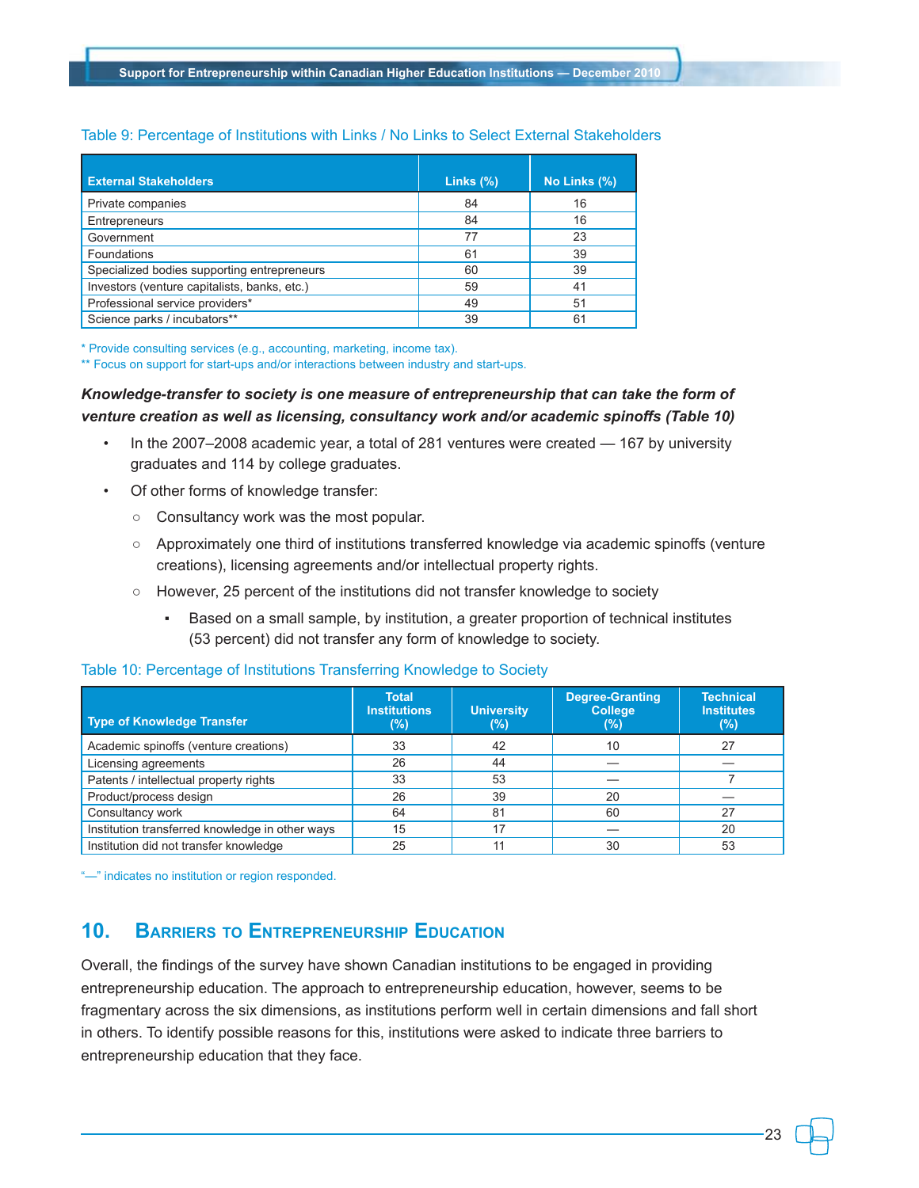Table 9: Percentage of Institutions with Links / No Links to Select External Stakeholders

| External Stakeholders | Links (%) | No Links (%) |
|---|---|---|
| Private companies | 84 | 16 |
| Entrepreneurs | 84 | 16 |
| Government | 77 | 23 |
| Foundations | 61 | 39 |
| Specialized bodies supporting entrepreneurs | 60 | 39 |
| Investors (venture capitalists, banks, etc.) | 59 | 41 |
| Professional service providers* | 49 | 51 |
| Science parks / incubators** | 39 | 61 |

\* Provide consulting services (e.g., accounting, marketing, income tax).
** Focus on support for start-ups and/or interactions between industry and start-ups.

***Knowledge-transfer to society is one measure of entrepreneurship that can take the form of venture creation as well as licensing, consultancy work and/or academic spinoffs (Table 10)***

- In the 2007–2008 academic year, a total of 281 ventures were created — 167 by university graduates and 114 by college graduates.
- Of other forms of knowledge transfer:
  - Consultancy work was the most popular.
  - Approximately one third of institutions transferred knowledge via academic spinoffs (venture creations), licensing agreements and/or intellectual property rights.
  - However, 25 percent of the institutions did not transfer knowledge to society
    - Based on a small sample, by institution, a greater proportion of technical institutes (53 percent) did not transfer any form of knowledge to society.

Table 10: Percentage of Institutions Transferring Knowledge to Society

| Type of Knowledge Transfer | Total Institutions (%) | University (%) | Degree-Granting College (%) | Technical Institutes (%) |
|---|---|---|---|---|
| Academic spinoffs (venture creations) | 33 | 42 | 10 | 27 |
| Licensing agreements | 26 | 44 | — | — |
| Patents / intellectual property rights | 33 | 53 | — | 7 |
| Product/process design | 26 | 39 | 20 | — |
| Consultancy work | 64 | 81 | 60 | 27 |
| Institution transferred knowledge in other ways | 15 | 17 | — | 20 |
| Institution did not transfer knowledge | 25 | 11 | 30 | 53 |

"—" indicates no institution or region responded.

## 10. Barriers to Entrepreneurship Education

Overall, the findings of the survey have shown Canadian institutions to be engaged in providing entrepreneurship education. The approach to entrepreneurship education, however, seems to be fragmentary across the six dimensions, as institutions perform well in certain dimensions and fall short in others. To identify possible reasons for this, institutions were asked to indicate three barriers to entrepreneurship education that they face.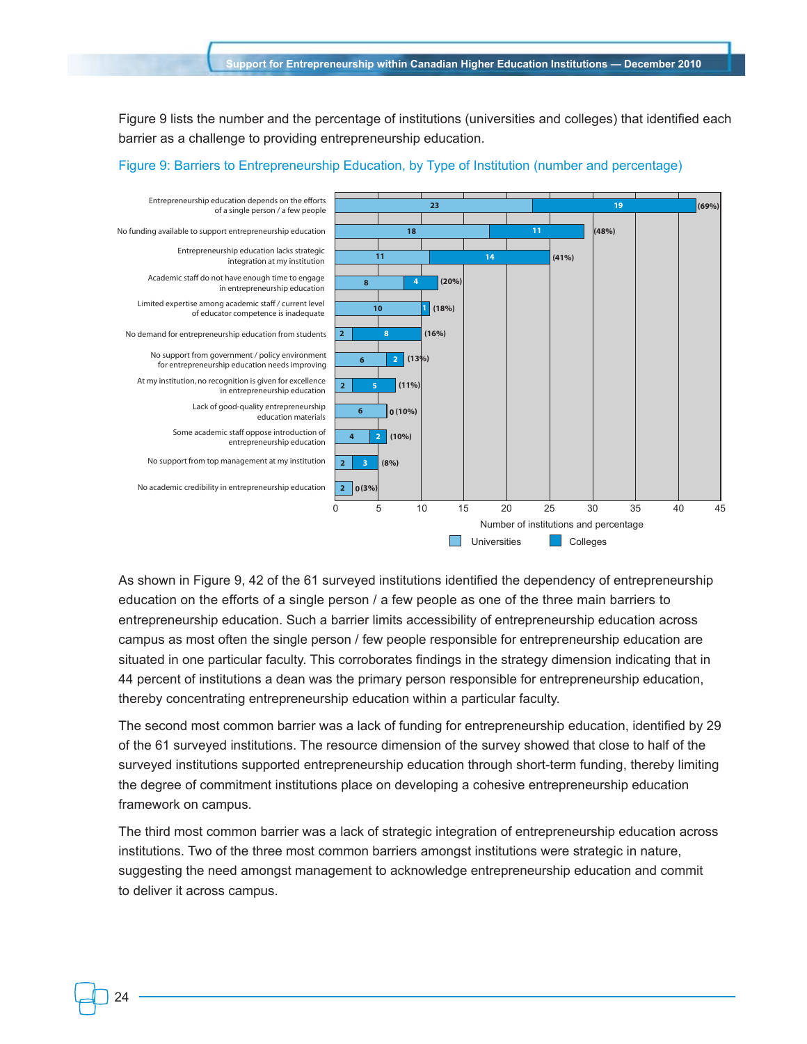Figure 9 lists the number and the percentage of institutions (universities and colleges) that identified each barrier as a challenge to providing entrepreneurship education.

Figure 9: Barriers to Entrepreneurship Education, by Type of Institution (number and percentage)

| Barrier | Universities | Colleges | Percentage |
|---|---|---|---|
| Entrepreneurship education depends on the efforts of a single person / a few people | 23 | 19 | (69%) |
| No funding available to support entrepreneurship education | 18 | 11 | (48%) |
| Entrepreneurship education lacks strategic integration at my institution | 11 | 14 | (41%) |
| Academic staff do not have enough time to engage in entrepreneurship education | 8 | 4 | (20%) |
| Limited expertise among academic staff / current level of educator competence is inadequate | 10 | 1 | (18%) |
| No demand for entrepreneurship education from students | 2 | 8 | (16%) |
| No support from government / policy environment for entrepreneurship education needs improving | 6 | 2 | (13%) |
| At my institution, no recognition is given for excellence in entrepreneurship education | 2 | 5 | (11%) |
| Lack of good-quality entrepreneurship education materials | 6 | 0 | (10%) |
| Some academic staff oppose introduction of entrepreneurship education | 4 | 2 | (10%) |
| No support from top management at my institution | 2 | 3 | (8%) |
| No academic credibility in entrepreneurship education | 2 | 0 | (3%) |

Number of institutions and percentage

As shown in Figure 9, 42 of the 61 surveyed institutions identified the dependency of entrepreneurship education on the efforts of a single person / a few people as one of the three main barriers to entrepreneurship education. Such a barrier limits accessibility of entrepreneurship education across campus as most often the single person / few people responsible for entrepreneurship education are situated in one particular faculty. This corroborates findings in the strategy dimension indicating that in 44 percent of institutions a dean was the primary person responsible for entrepreneurship education, thereby concentrating entrepreneurship education within a particular faculty.

The second most common barrier was a lack of funding for entrepreneurship education, identified by 29 of the 61 surveyed institutions. The resource dimension of the survey showed that close to half of the surveyed institutions supported entrepreneurship education through short-term funding, thereby limiting the degree of commitment institutions place on developing a cohesive entrepreneurship education framework on campus.

The third most common barrier was a lack of strategic integration of entrepreneurship education across institutions. Two of the three most common barriers amongst institutions were strategic in nature, suggesting the need amongst management to acknowledge entrepreneurship education and commit to deliver it across campus.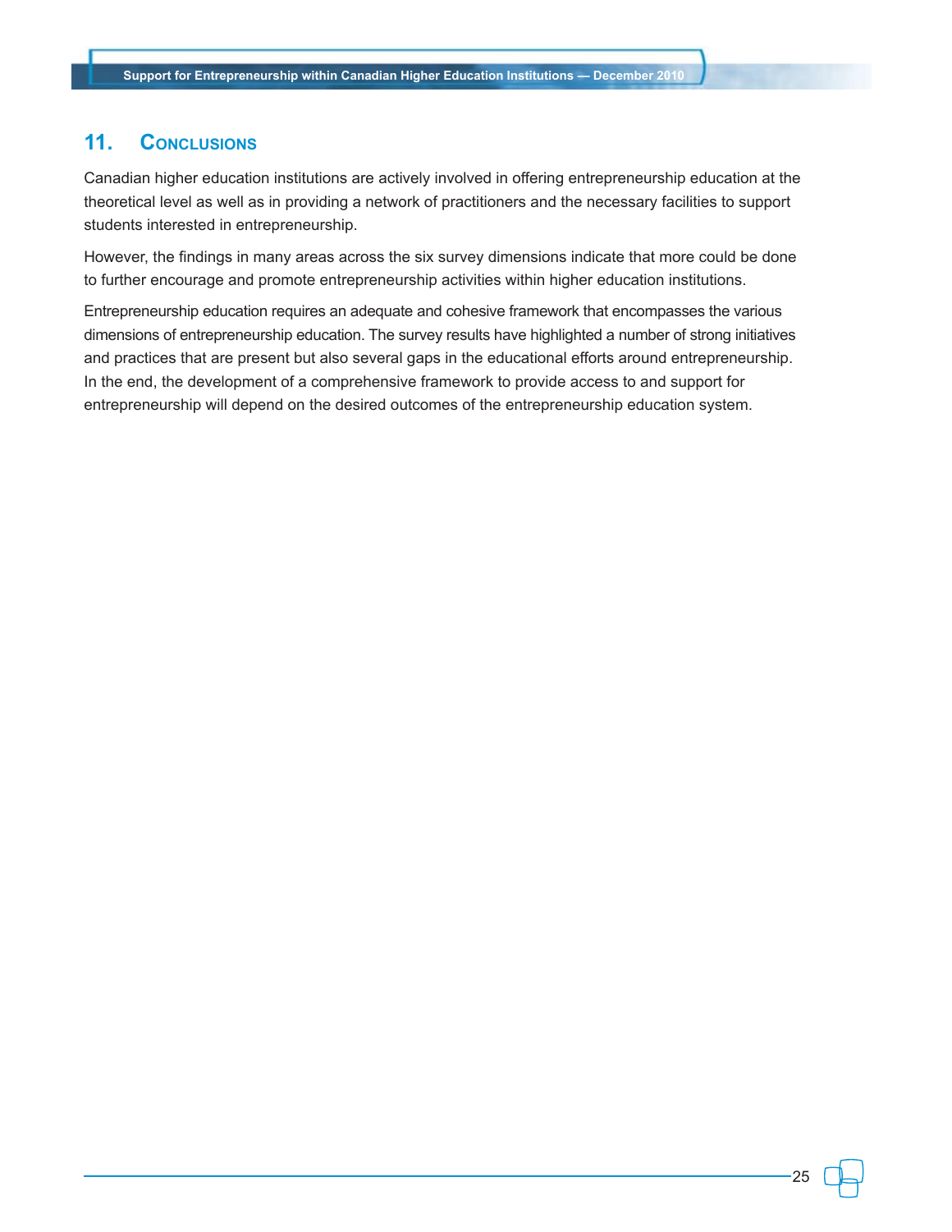## 11. Conclusions

Canadian higher education institutions are actively involved in offering entrepreneurship education at the theoretical level as well as in providing a network of practitioners and the necessary facilities to support students interested in entrepreneurship.

However, the findings in many areas across the six survey dimensions indicate that more could be done to further encourage and promote entrepreneurship activities within higher education institutions.

Entrepreneurship education requires an adequate and cohesive framework that encompasses the various dimensions of entrepreneurship education. The survey results have highlighted a number of strong initiatives and practices that are present but also several gaps in the educational efforts around entrepreneurship. In the end, the development of a comprehensive framework to provide access to and support for entrepreneurship will depend on the desired outcomes of the entrepreneurship education system.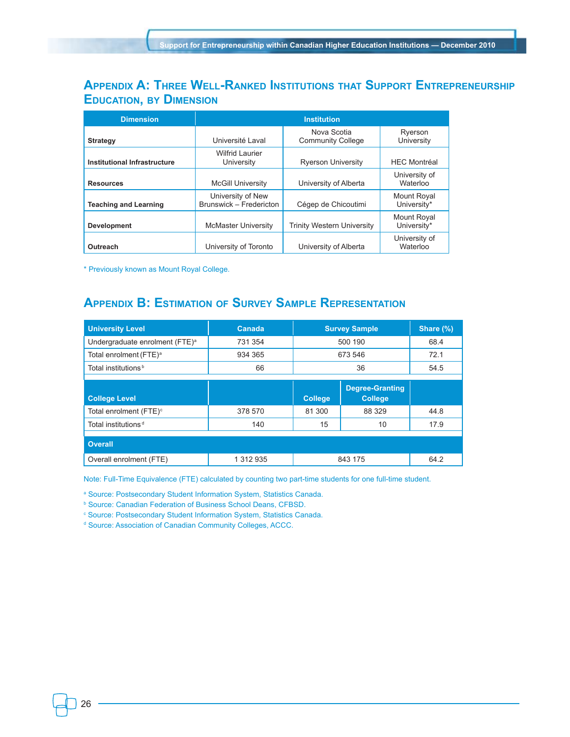## Appendix A: Three Well-Ranked Institutions that Support Entrepreneurship Education, by Dimension

| Dimension | Institution | | |
|---|---|---|---|
| **Strategy** | Université Laval | Nova Scotia Community College | Ryerson University |
| **Institutional Infrastructure** | Wilfrid Laurier University | Ryerson University | HEC Montréal |
| **Resources** | McGill University | University of Alberta | University of Waterloo |
| **Teaching and Learning** | University of New Brunswick – Fredericton | Cégep de Chicoutimi | Mount Royal University* |
| **Development** | McMaster University | Trinity Western University | Mount Royal University* |
| **Outreach** | University of Toronto | University of Alberta | University of Waterloo |

\* Previously known as Mount Royal College.

## Appendix B: Estimation of Survey Sample Representation

| University Level | Canada | Survey Sample | | Share (%) |
|---|---|---|---|---|
| Undergraduate enrolment (FTE)[a] | 731 354 | 500 190 | | 68.4 |
| Total enrolment (FTE)[a] | 934 365 | 673 546 | | 72.1 |
| Total institutions[b] | 66 | 36 | | 54.5 |
| **College Level** | | **College** | **Degree-Granting College** | |
| Total enrolment (FTE)[c] | 378 570 | 81 300 | 88 329 | 44.8 |
| Total institutions[d] | 140 | 15 | 10 | 17.9 |
| **Overall** | | | | |
| Overall enrolment (FTE) | 1 312 935 | 843 175 | | 64.2 |

Note: Full-Time Equivalence (FTE) calculated by counting two part-time students for one full-time student.

[a] Source: Postsecondary Student Information System, Statistics Canada.
[b] Source: Canadian Federation of Business School Deans, CFBSD.
[c] Source: Postsecondary Student Information System, Statistics Canada.
[d] Source: Association of Canadian Community Colleges, ACCC.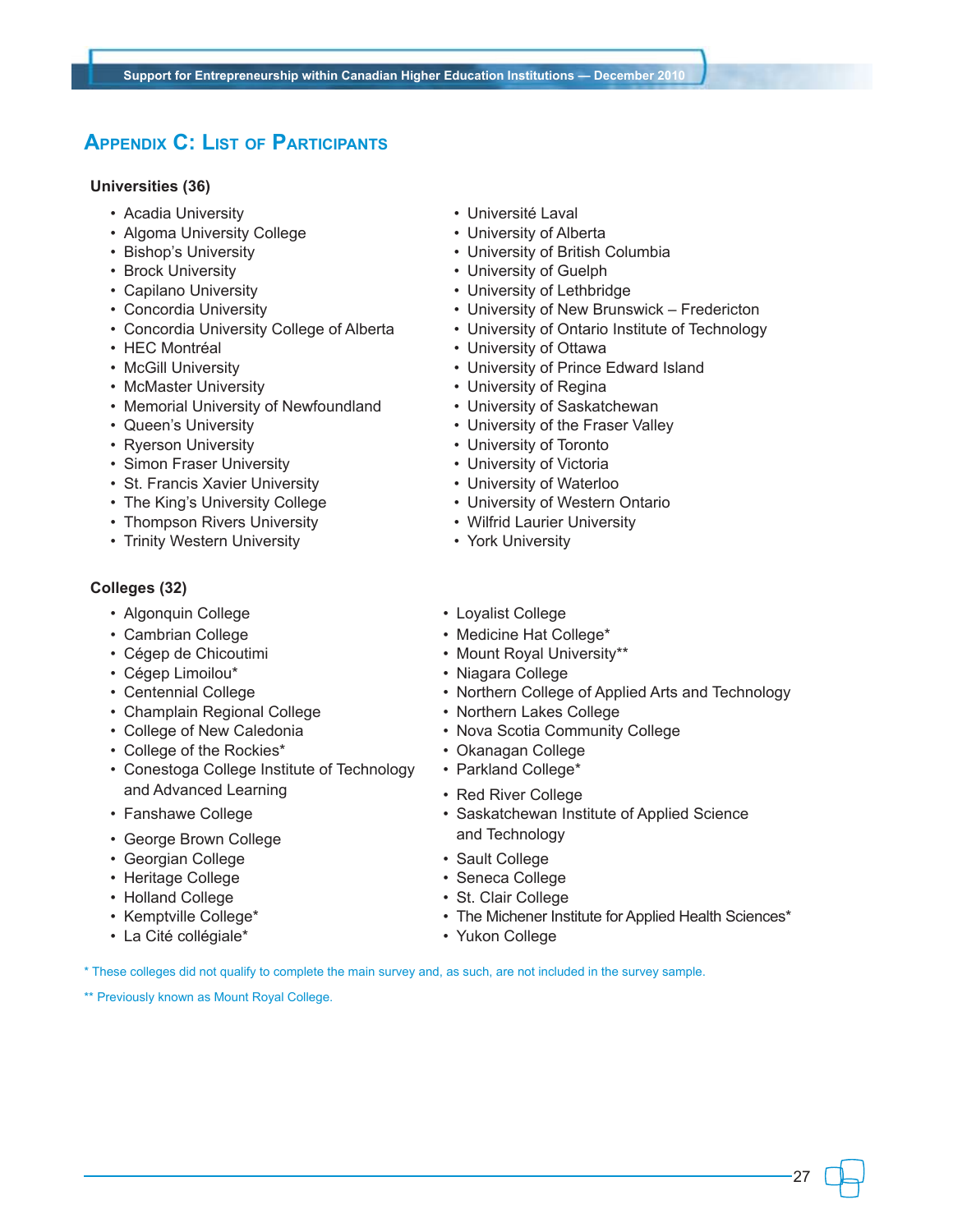# Appendix C: List of Participants

**Universities (36)**

- Acadia University
- Algoma University College
- Bishop's University
- Brock University
- Capilano University
- Concordia University
- Concordia University College of Alberta
- HEC Montréal
- McGill University
- McMaster University
- Memorial University of Newfoundland
- Queen's University
- Ryerson University
- Simon Fraser University
- St. Francis Xavier University
- The King's University College
- Thompson Rivers University
- Trinity Western University
- Université Laval
- University of Alberta
- University of British Columbia
- University of Guelph
- University of Lethbridge
- University of New Brunswick – Fredericton
- University of Ontario Institute of Technology
- University of Ottawa
- University of Prince Edward Island
- University of Regina
- University of Saskatchewan
- University of the Fraser Valley
- University of Toronto
- University of Victoria
- University of Waterloo
- University of Western Ontario
- Wilfrid Laurier University
- York University

**Colleges (32)**

- Algonquin College
- Cambrian College
- Cégep de Chicoutimi
- Cégep Limoilou*
- Centennial College
- Champlain Regional College
- College of New Caledonia
- College of the Rockies*
- Conestoga College Institute of Technology and Advanced Learning
- Fanshawe College
- George Brown College
- Georgian College
- Heritage College
- Holland College
- Kemptville College*
- La Cité collégiale*
- Loyalist College
- Medicine Hat College*
- Mount Royal University**
- Niagara College
- Northern College of Applied Arts and Technology
- Northern Lakes College
- Nova Scotia Community College
- Okanagan College
- Parkland College*
- Red River College
- Saskatchewan Institute of Applied Science and Technology
- Sault College
- Seneca College
- St. Clair College
- The Michener Institute for Applied Health Sciences*
- Yukon College

* These colleges did not qualify to complete the main survey and, as such, are not included in the survey sample.

** Previously known as Mount Royal College.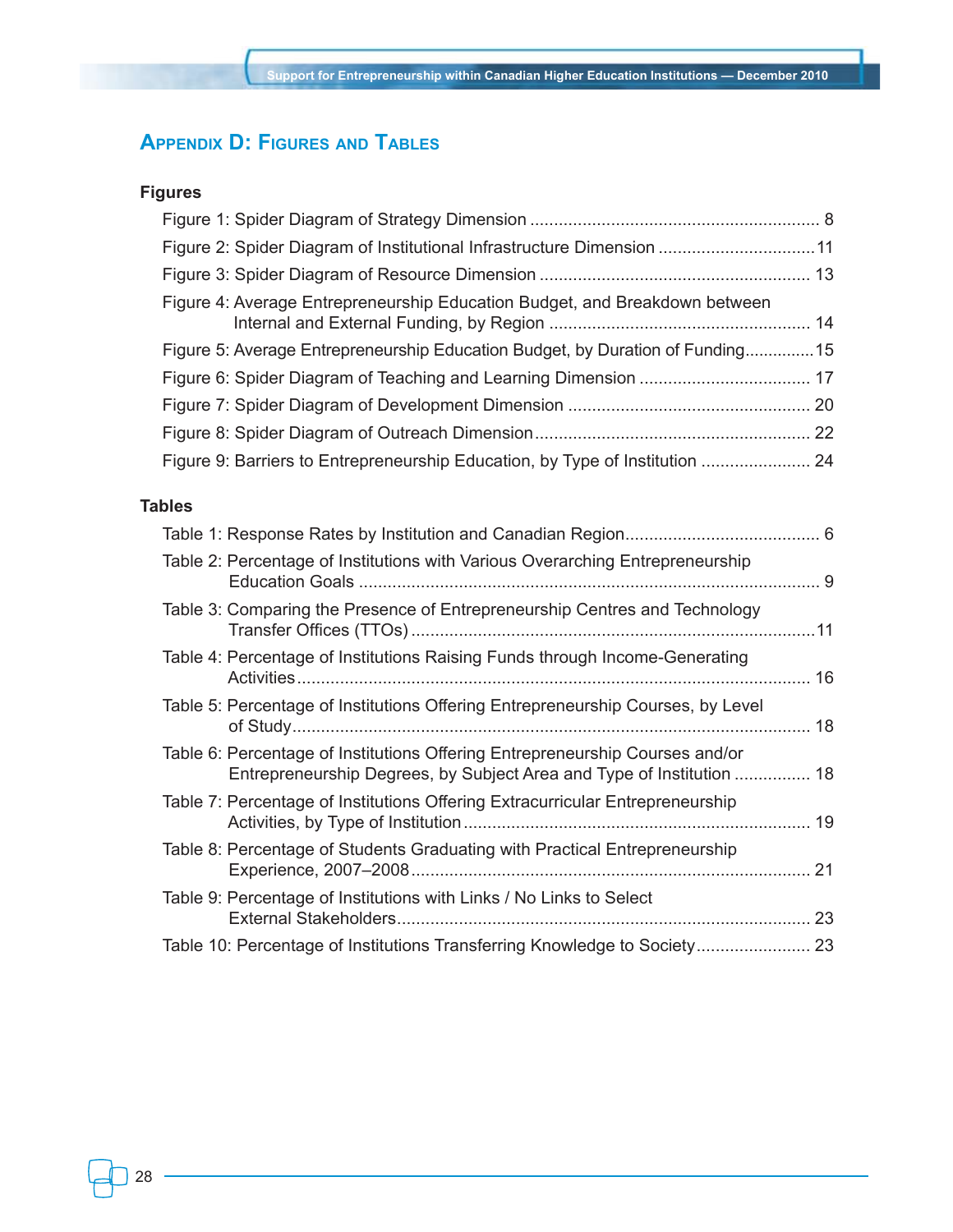## Appendix D: Figures and Tables

### Figures

Figure 1: Spider Diagram of Strategy Dimension ........................................................... 8

Figure 2: Spider Diagram of Institutional Infrastructure Dimension ................................11

Figure 3: Spider Diagram of Resource Dimension ........................................................ 13

Figure 4: Average Entrepreneurship Education Budget, and Breakdown between Internal and External Funding, by Region ...................................................... 14

Figure 5: Average Entrepreneurship Education Budget, by Duration of Funding..............15

Figure 6: Spider Diagram of Teaching and Learning Dimension ................................... 17

Figure 7: Spider Diagram of Development Dimension .................................................. 20

Figure 8: Spider Diagram of Outreach Dimension......................................................... 22

Figure 9: Barriers to Entrepreneurship Education, by Type of Institution ....................... 24

### Tables

Table 1: Response Rates by Institution and Canadian Region........................................ 6

Table 2: Percentage of Institutions with Various Overarching Entrepreneurship Education Goals ................................................................................................ 9

Table 3: Comparing the Presence of Entrepreneurship Centres and Technology Transfer Offices (TTOs) ...................................................................................11

Table 4: Percentage of Institutions Raising Funds through Income-Generating Activities........................................................................................................... 16

Table 5: Percentage of Institutions Offering Entrepreneurship Courses, by Level of Study.......................................................................................................... 18

Table 6: Percentage of Institutions Offering Entrepreneurship Courses and/or Entrepreneurship Degrees, by Subject Area and Type of Institution ................ 18

Table 7: Percentage of Institutions Offering Extracurricular Entrepreneurship Activities, by Type of Institution........................................................................ 19

Table 8: Percentage of Students Graduating with Practical Entrepreneurship Experience, 2007–2008................................................................................... 21

Table 9: Percentage of Institutions with Links / No Links to Select External Stakeholders...................................................................................... 23

Table 10: Percentage of Institutions Transferring Knowledge to Society........................ 23